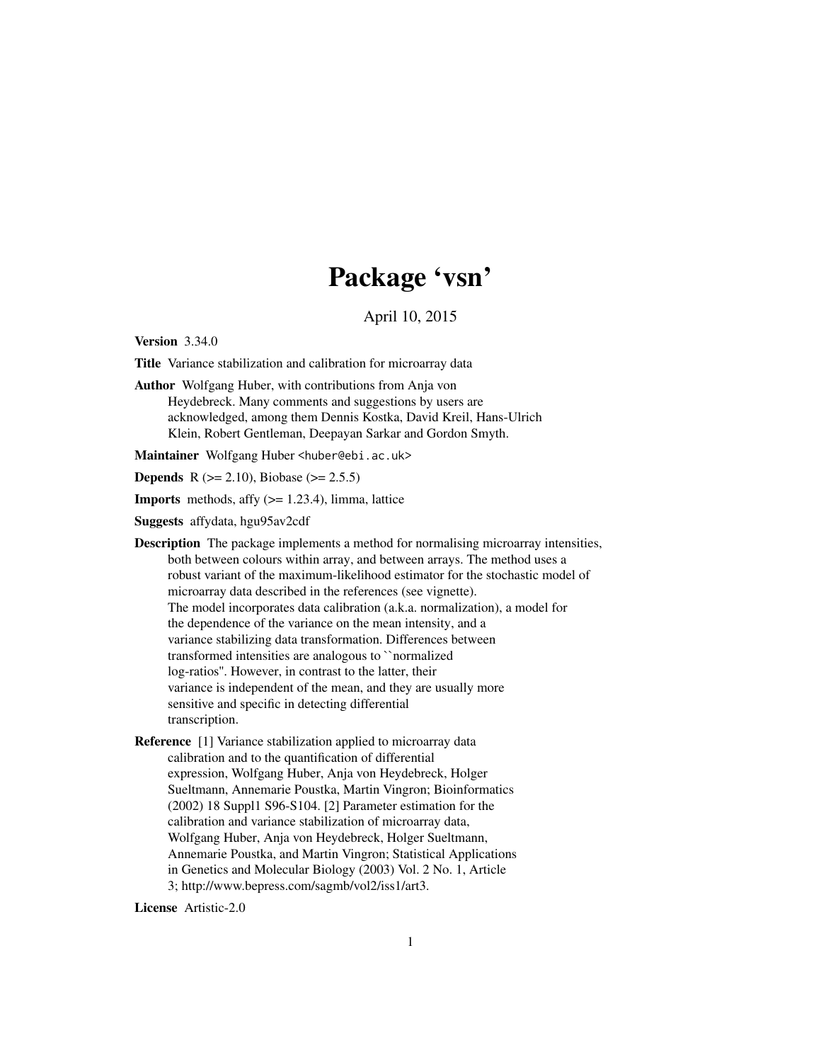# Package 'vsn'

April 10, 2015

**Version** 3.34.0

**Title** Variance stabilization and calibration for microarray data

**Author** Wolfgang Huber, with contributions from Anja von Heydebreck. Many comments and suggestions by users are acknowledged, among them Dennis Kostka, David Kreil, Hans-Ulrich Klein, Robert Gentleman, Deepayan Sarkar and Gordon Smyth.

**Maintainer** Wolfgang Huber <huber@ebi.ac.uk>

**Depends** R (>= 2.10), Biobase (>= 2.5.5)

**Imports** methods, affy (>= 1.23.4), limma, lattice

**Suggests** affydata, hgu95av2cdf

**Description** The package implements a method for normalising microarray intensities, both between colours within array, and between arrays. The method uses a robust variant of the maximum-likelihood estimator for the stochastic model of microarray data described in the references (see vignette). The model incorporates data calibration (a.k.a. normalization), a model for the dependence of the variance on the mean intensity, and a variance stabilizing data transformation. Differences between transformed intensities are analogous to ``normalized log-ratios''. However, in contrast to the latter, their variance is independent of the mean, and they are usually more sensitive and specific in detecting differential transcription.

**Reference** [1] Variance stabilization applied to microarray data calibration and to the quantification of differential expression, Wolfgang Huber, Anja von Heydebreck, Holger Sueltmann, Annemarie Poustka, Martin Vingron; Bioinformatics (2002) 18 Suppl1 S96-S104. [2] Parameter estimation for the calibration and variance stabilization of microarray data, Wolfgang Huber, Anja von Heydebreck, Holger Sueltmann, Annemarie Poustka, and Martin Vingron; Statistical Applications in Genetics and Molecular Biology (2003) Vol. 2 No. 1, Article 3; http://www.bepress.com/sagmb/vol2/iss1/art3.

**License** Artistic-2.0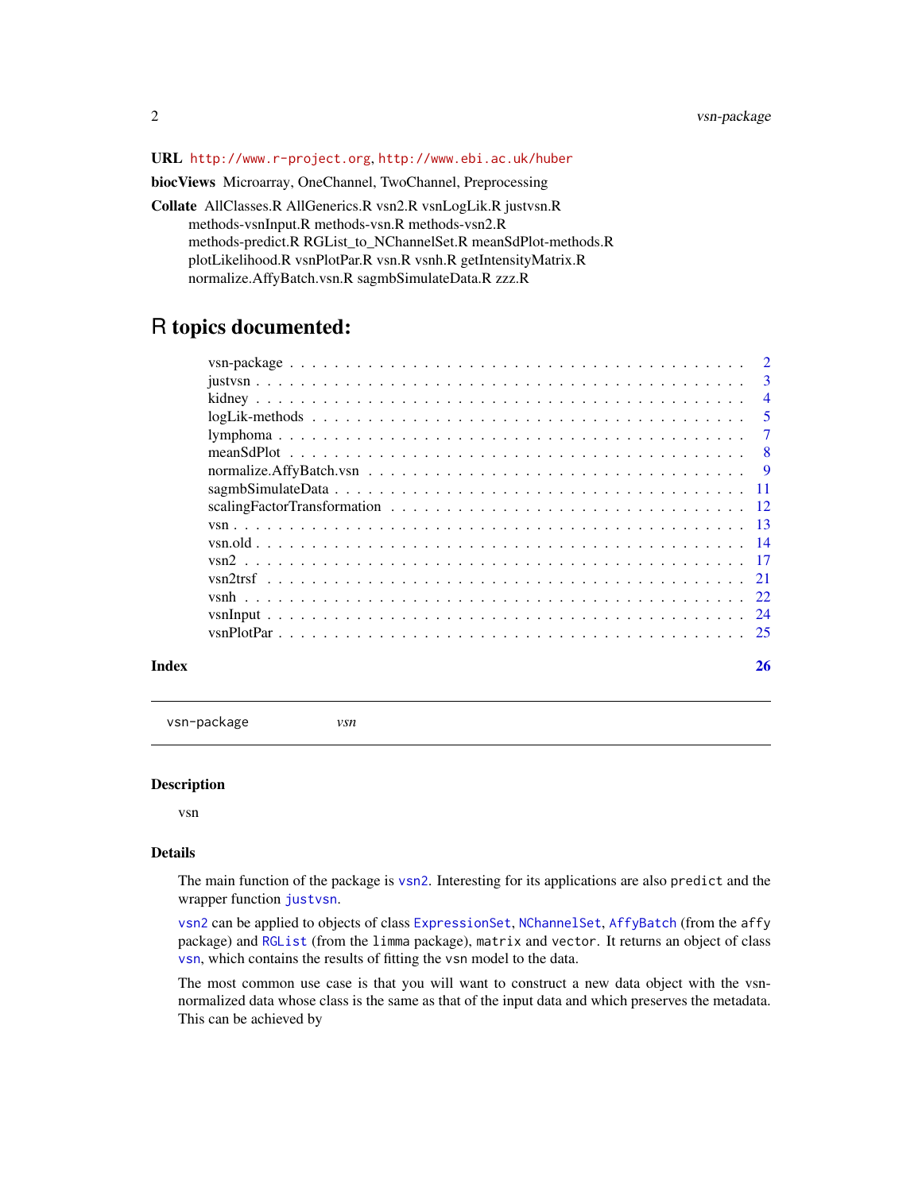**URL** http://www.r-project.org, http://www.ebi.ac.uk/huber

**biocViews** Microarray, OneChannel, TwoChannel, Preprocessing

**Collate** AllClasses.R AllGenerics.R vsn2.R vsnLogLik.R justvsn.R methods-vsnInput.R methods-vsn.R methods-vsn2.R methods-predict.R RGList_to_NChannelSet.R meanSdPlot-methods.R plotLikelihood.R vsnPlotPar.R vsn.R vsnh.R getIntensityMatrix.R normalize.AffyBatch.vsn.R sagmbSimulateData.R zzz.R

# R topics documented:

- vsn-package . . . . . . . . . . 2
- justvsn . . . . . . . . . . 3
- kidney . . . . . . . . . . 4
- logLik-methods . . . . . . . . . . 5
- lymphoma . . . . . . . . . . 7
- meanSdPlot . . . . . . . . . . 8
- normalize.AffyBatch.vsn . . . . . . . . . . 9
- sagmbSimulateData . . . . . . . . . . 11
- scalingFactorTransformation . . . . . . . . . . 12
- vsn . . . . . . . . . . 13
- vsn.old . . . . . . . . . . 14
- vsn2 . . . . . . . . . . 17
- vsn2trsf . . . . . . . . . . 21
- vsnh . . . . . . . . . . 22
- vsnInput . . . . . . . . . . 24
- vsnPlotPar . . . . . . . . . . 25

**Index** 26

---

`vsn-package` *vsn*

---

### Description

vsn

### Details

The main function of the package is vsn2. Interesting for its applications are also `predict` and the wrapper function justvsn.

vsn2 can be applied to objects of class ExpressionSet, NChannelSet, AffyBatch (from the `affy` package) and RGList (from the `limma` package), `matrix` and `vector`. It returns an object of class vsn, which contains the results of fitting the vsn model to the data.

The most common use case is that you will want to construct a new data object with the vsn-normalized data whose class is the same as that of the input data and which preserves the metadata. This can be achieved by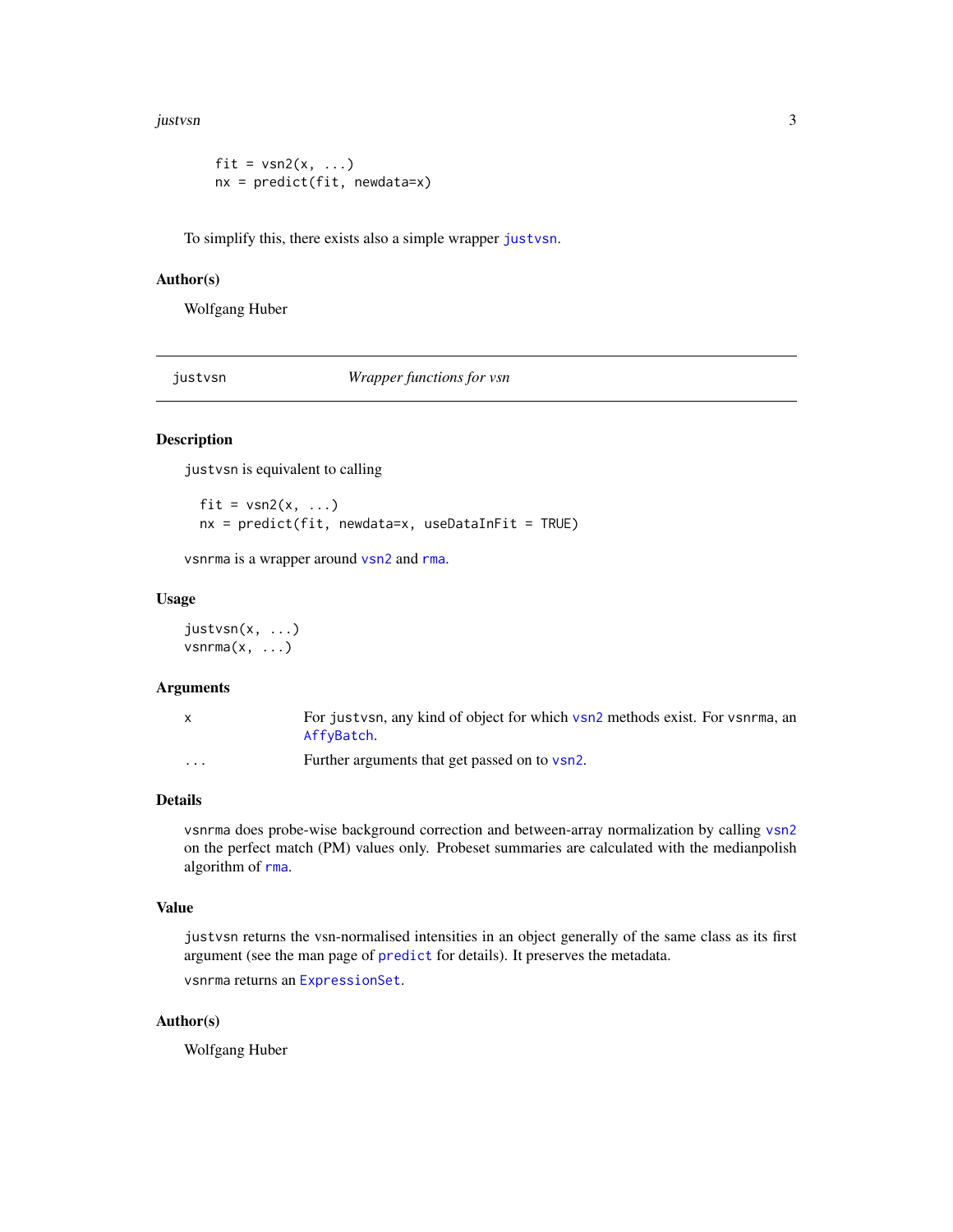```
fit = vsn2(x, ...)
nx = predict(fit, newdata=x)
```

To simplify this, there exists also a simple wrapper `justvsn`.

### Author(s)

Wolfgang Huber

---

## justvsn — *Wrapper functions for vsn*

### Description

`justvsn` is equivalent to calling

```
fit = vsn2(x, ...)
nx = predict(fit, newdata=x, useDataInFit = TRUE)
```

`vsnrma` is a wrapper around `vsn2` and `rma`.

### Usage

```
justvsn(x, ...)
vsnrma(x, ...)
```

### Arguments

| | |
|---|---|
| `x` | For `justvsn`, any kind of object for which `vsn2` methods exist. For `vsnrma`, an `AffyBatch`. |
| `...` | Further arguments that get passed on to `vsn2`. |

### Details

`vsnrma` does probe-wise background correction and between-array normalization by calling `vsn2` on the perfect match (PM) values only. Probeset summaries are calculated with the medianpolish algorithm of `rma`.

### Value

`justvsn` returns the vsn-normalised intensities in an object generally of the same class as its first argument (see the man page of `predict` for details). It preserves the metadata.

`vsnrma` returns an `ExpressionSet`.

### Author(s)

Wolfgang Huber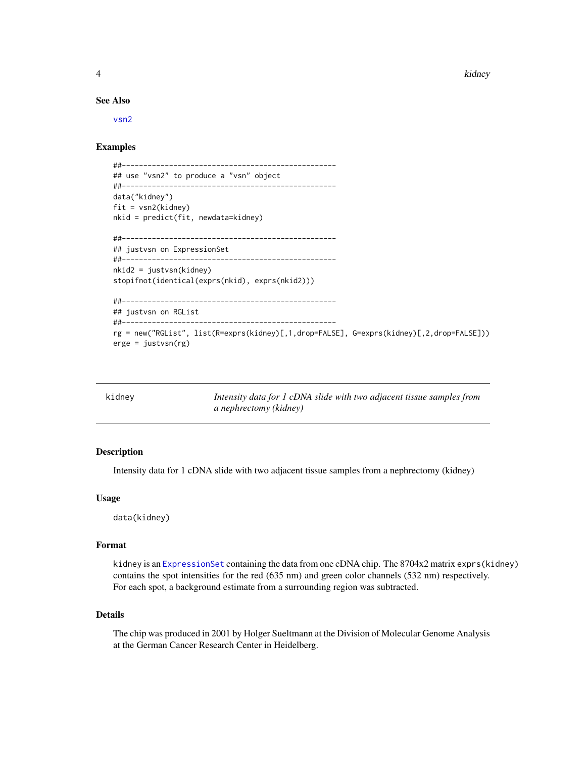### See Also

vsn2

### Examples

```
##--------------------------------------------------
## use "vsn2" to produce a "vsn" object
##--------------------------------------------------
data("kidney")
fit = vsn2(kidney)
nkid = predict(fit, newdata=kidney)

##--------------------------------------------------
## justvsn on ExpressionSet
##--------------------------------------------------
nkid2 = justvsn(kidney)
stopifnot(identical(exprs(nkid), exprs(nkid2)))

##--------------------------------------------------
## justvsn on RGList
##--------------------------------------------------
rg = new("RGList", list(R=exprs(kidney)[,1,drop=FALSE], G=exprs(kidney)[,2,drop=FALSE]))
erge = justvsn(rg)
```

## kidney — *Intensity data for 1 cDNA slide with two adjacent tissue samples from a nephrectomy (kidney)*

### Description

Intensity data for 1 cDNA slide with two adjacent tissue samples from a nephrectomy (kidney)

### Usage

```
data(kidney)
```

### Format

`kidney` is an ExpressionSet containing the data from one cDNA chip. The 8704x2 matrix `exprs(kidney)` contains the spot intensities for the red (635 nm) and green color channels (532 nm) respectively. For each spot, a background estimate from a surrounding region was subtracted.

### Details

The chip was produced in 2001 by Holger Sueltmann at the Division of Molecular Genome Analysis at the German Cancer Research Center in Heidelberg.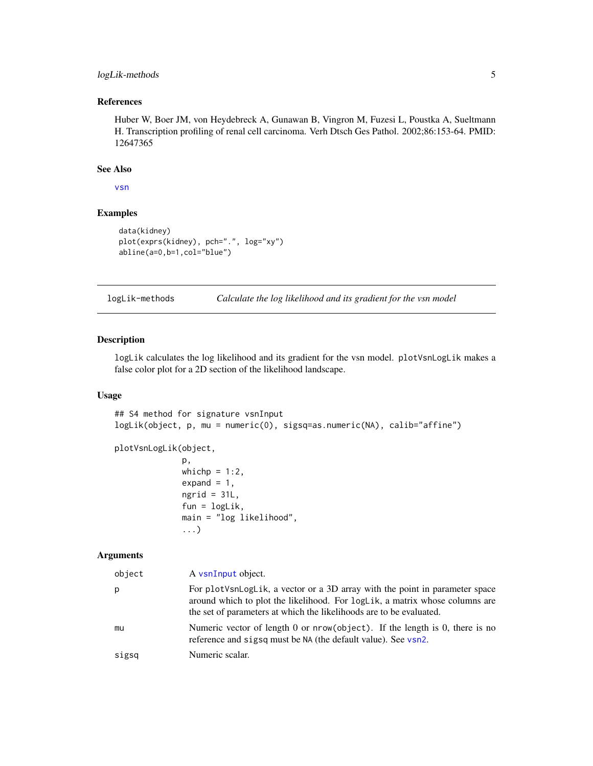### References

Huber W, Boer JM, von Heydebreck A, Gunawan B, Vingron M, Fuzesi L, Poustka A, Sueltmann H. Transcription profiling of renal cell carcinoma. Verh Dtsch Ges Pathol. 2002;86:153-64. PMID: 12647365

### See Also

vsn

### Examples

```
data(kidney)
plot(exprs(kidney), pch=".", log="xy")
abline(a=0,b=1,col="blue")
```

---

## logLik-methods — *Calculate the log likelihood and its gradient for the vsn model*

### Description

logLik calculates the log likelihood and its gradient for the vsn model. plotVsnLogLik makes a false color plot for a 2D section of the likelihood landscape.

### Usage

```
## S4 method for signature vsnInput
logLik(object, p, mu = numeric(0), sigsq=as.numeric(NA), calib="affine")

plotVsnLogLik(object,
              p,
              whichp = 1:2,
              expand = 1,
              ngrid = 31L,
              fun = logLik,
              main = "log likelihood",
              ...)
```

### Arguments

| | |
|---|---|
| object | A vsnInput object. |
| p | For plotVsnLogLik, a vector or a 3D array with the point in parameter space around which to plot the likelihood. For logLik, a matrix whose columns are the set of parameters at which the likelihoods are to be evaluated. |
| mu | Numeric vector of length 0 or nrow(object). If the length is 0, there is no reference and sigsq must be NA (the default value). See vsn2. |
| sigsq | Numeric scalar. |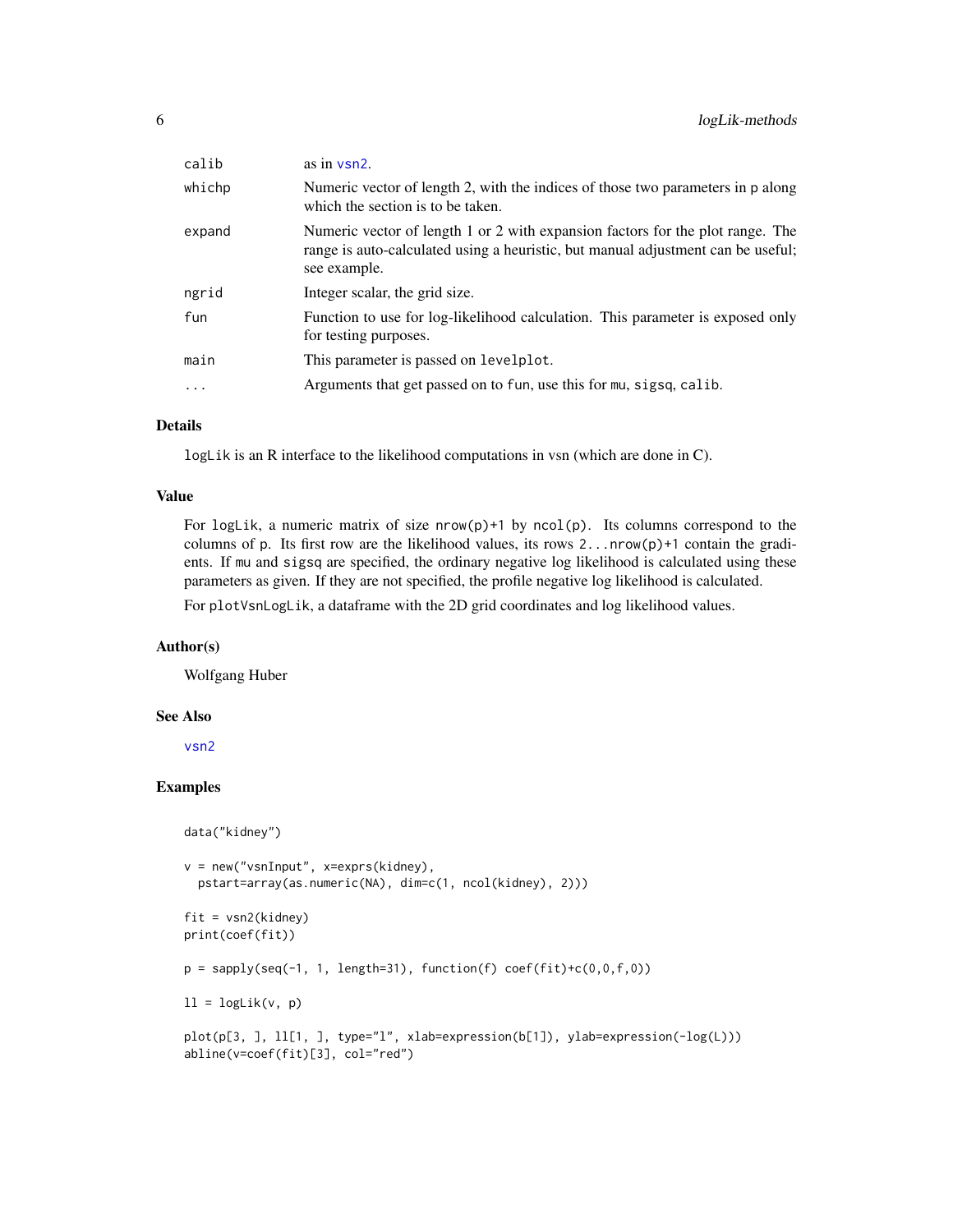| | |
|---|---|
| calib | as in vsn2. |
| whichp | Numeric vector of length 2, with the indices of those two parameters in p along which the section is to be taken. |
| expand | Numeric vector of length 1 or 2 with expansion factors for the plot range. The range is auto-calculated using a heuristic, but manual adjustment can be useful; see example. |
| ngrid | Integer scalar, the grid size. |
| fun | Function to use for log-likelihood calculation. This parameter is exposed only for testing purposes. |
| main | This parameter is passed on levelplot. |
| ... | Arguments that get passed on to fun, use this for mu, sigsq, calib. |

## Details

logLik is an R interface to the likelihood computations in vsn (which are done in C).

## Value

For logLik, a numeric matrix of size nrow(p)+1 by ncol(p). Its columns correspond to the columns of p. Its first row are the likelihood values, its rows 2...nrow(p)+1 contain the gradients. If mu and sigsq are specified, the ordinary negative log likelihood is calculated using these parameters as given. If they are not specified, the profile negative log likelihood is calculated.

For plotVsnLogLik, a dataframe with the 2D grid coordinates and log likelihood values.

## Author(s)

Wolfgang Huber

## See Also

vsn2

## Examples

```
data("kidney")

v = new("vsnInput", x=exprs(kidney),
  pstart=array(as.numeric(NA), dim=c(1, ncol(kidney), 2)))

fit = vsn2(kidney)
print(coef(fit))

p = sapply(seq(-1, 1, length=31), function(f) coef(fit)+c(0,0,f,0))

ll = logLik(v, p)

plot(p[3, ], ll[1, ], type="l", xlab=expression(b[1]), ylab=expression(-log(L)))
abline(v=coef(fit)[3], col="red")
```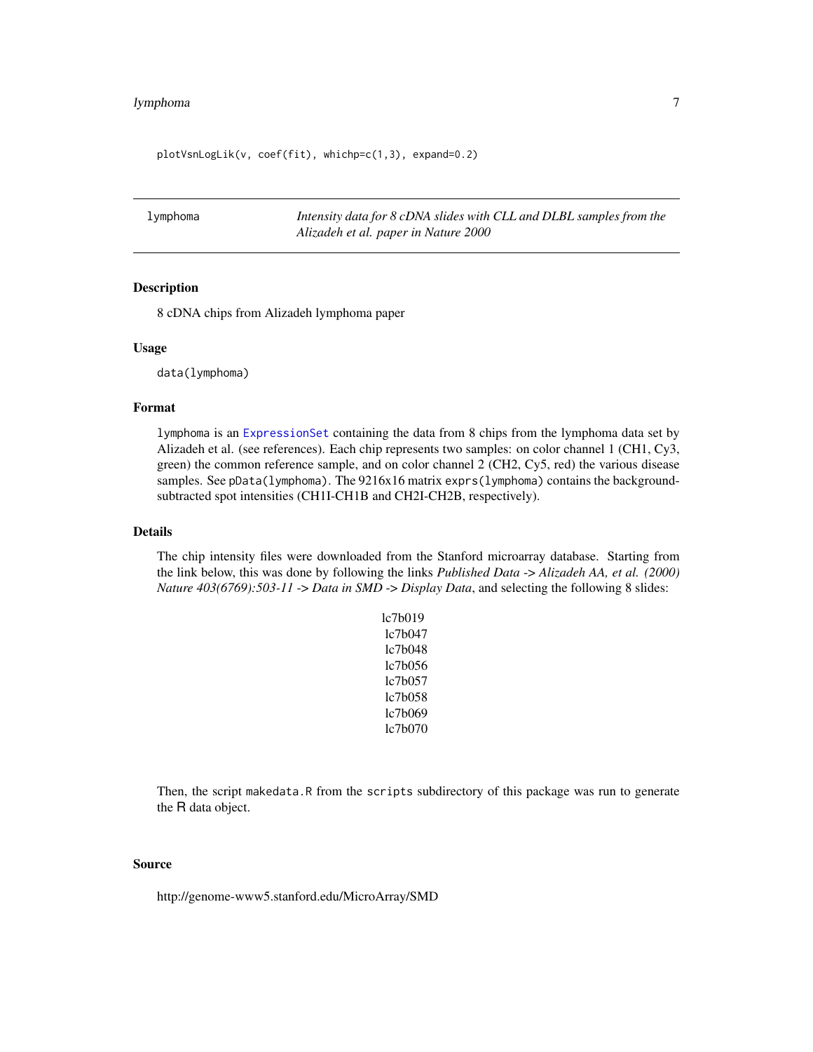```
plotVsnLogLik(v, coef(fit), whichp=c(1,3), expand=0.2)
```

---

lymphoma — *Intensity data for 8 cDNA slides with CLL and DLBL samples from the Alizadeh et al. paper in Nature 2000*

---

### Description

8 cDNA chips from Alizadeh lymphoma paper

### Usage

```
data(lymphoma)
```

### Format

`lymphoma` is an `ExpressionSet` containing the data from 8 chips from the lymphoma data set by Alizadeh et al. (see references). Each chip represents two samples: on color channel 1 (CH1, Cy3, green) the common reference sample, and on color channel 2 (CH2, Cy5, red) the various disease samples. See `pData(lymphoma)`. The 9216x16 matrix `exprs(lymphoma)` contains the background-subtracted spot intensities (CH1I-CH1B and CH2I-CH2B, respectively).

### Details

The chip intensity files were downloaded from the Stanford microarray database. Starting from the link below, this was done by following the links *Published Data -> Alizadeh AA, et al. (2000) Nature 403(6769):503-11 -> Data in SMD -> Display Data*, and selecting the following 8 slides:

lc7b019
lc7b047
lc7b048
lc7b056
lc7b057
lc7b058
lc7b069
lc7b070

Then, the script `makedata.R` from the `scripts` subdirectory of this package was run to generate the R data object.

### Source

http://genome-www5.stanford.edu/MicroArray/SMD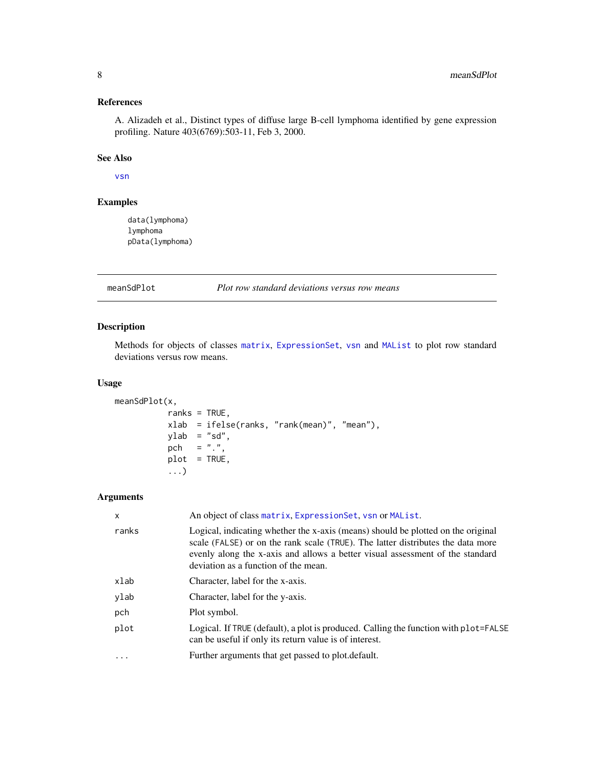## References

A. Alizadeh et al., Distinct types of diffuse large B-cell lymphoma identified by gene expression profiling. Nature 403(6769):503-11, Feb 3, 2000.

## See Also

vsn

## Examples

```
data(lymphoma)
lymphoma
pData(lymphoma)
```

---

# meanSdPlot *Plot row standard deviations versus row means*

---

## Description

Methods for objects of classes matrix, ExpressionSet, vsn and MAList to plot row standard deviations versus row means.

## Usage

```
meanSdPlot(x,
           ranks = TRUE,
           xlab  = ifelse(ranks, "rank(mean)", "mean"),
           ylab  = "sd",
           pch   = ".",
           plot  = TRUE,
           ...)
```

## Arguments

| | |
|---|---|
| x | An object of class matrix, ExpressionSet, vsn or MAList. |
| ranks | Logical, indicating whether the x-axis (means) should be plotted on the original scale (FALSE) or on the rank scale (TRUE). The latter distributes the data more evenly along the x-axis and allows a better visual assessment of the standard deviation as a function of the mean. |
| xlab | Character, label for the x-axis. |
| ylab | Character, label for the y-axis. |
| pch | Plot symbol. |
| plot | Logical. If TRUE (default), a plot is produced. Calling the function with plot=FALSE can be useful if only its return value is of interest. |
| ... | Further arguments that get passed to plot.default. |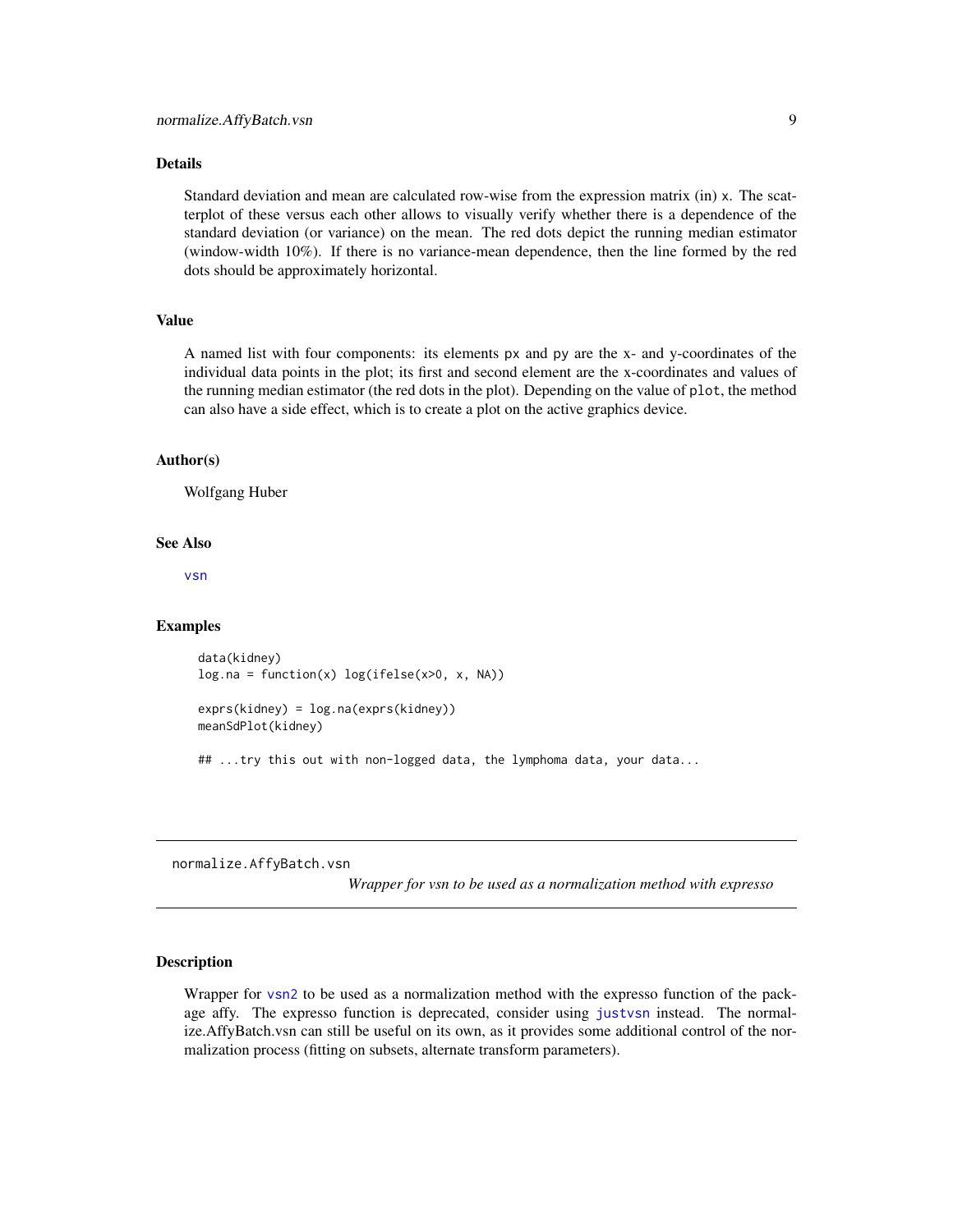### Details

Standard deviation and mean are calculated row-wise from the expression matrix (in) x. The scatterplot of these versus each other allows to visually verify whether there is a dependence of the standard deviation (or variance) on the mean. The red dots depict the running median estimator (window-width 10%). If there is no variance-mean dependence, then the line formed by the red dots should be approximately horizontal.

### Value

A named list with four components: its elements px and py are the x- and y-coordinates of the individual data points in the plot; its first and second element are the x-coordinates and values of the running median estimator (the red dots in the plot). Depending on the value of plot, the method can also have a side effect, which is to create a plot on the active graphics device.

### Author(s)

Wolfgang Huber

### See Also

vsn

### Examples

```
data(kidney)
log.na = function(x) log(ifelse(x>0, x, NA))

exprs(kidney) = log.na(exprs(kidney))
meanSdPlot(kidney)

## ...try this out with non-logged data, the lymphoma data, your data...
```

---

## normalize.AffyBatch.vsn

*Wrapper for vsn to be used as a normalization method with expresso*

### Description

Wrapper for vsn2 to be used as a normalization method with the expresso function of the package affy. The expresso function is deprecated, consider using justvsn instead. The normalize.AffyBatch.vsn can still be useful on its own, as it provides some additional control of the normalization process (fitting on subsets, alternate transform parameters).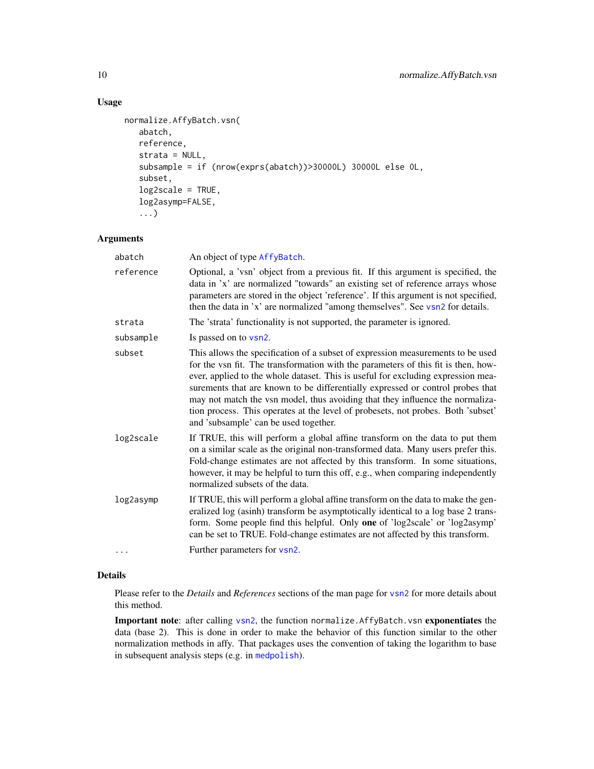### Usage

```
normalize.AffyBatch.vsn(
   abatch,
   reference,
   strata = NULL,
   subsample = if (nrow(exprs(abatch))>30000L) 30000L else 0L,
   subset,
   log2scale = TRUE,
   log2asymp=FALSE,
   ...)
```

### Arguments

| | |
|---|---|
| abatch | An object of type AffyBatch. |
| reference | Optional, a 'vsn' object from a previous fit. If this argument is specified, the data in 'x' are normalized "towards" an existing set of reference arrays whose parameters are stored in the object 'reference'. If this argument is not specified, then the data in 'x' are normalized "among themselves". See vsn2 for details. |
| strata | The 'strata' functionality is not supported, the parameter is ignored. |
| subsample | Is passed on to vsn2. |
| subset | This allows the specification of a subset of expression measurements to be used for the vsn fit. The transformation with the parameters of this fit is then, however, applied to the whole dataset. This is useful for excluding expression measurements that are known to be differentially expressed or control probes that may not match the vsn model, thus avoiding that they influence the normalization process. This operates at the level of probesets, not probes. Both 'subset' and 'subsample' can be used together. |
| log2scale | If TRUE, this will perform a global affine transform on the data to put them on a similar scale as the original non-transformed data. Many users prefer this. Fold-change estimates are not affected by this transform. In some situations, however, it may be helpful to turn this off, e.g., when comparing independently normalized subsets of the data. |
| log2asymp | If TRUE, this will perform a global affine transform on the data to make the generalized log (asinh) transform be asymptotically identical to a log base 2 transform. Some people find this helpful. Only **one** of 'log2scale' or 'log2asymp' can be set to TRUE. Fold-change estimates are not affected by this transform. |
| ... | Further parameters for vsn2. |

### Details

Please refer to the *Details* and *References* sections of the man page for vsn2 for more details about this method.

**Important note**: after calling vsn2, the function normalize.AffyBatch.vsn **exponentiates** the data (base 2). This is done in order to make the behavior of this function similar to the other normalization methods in affy. That packages uses the convention of taking the logarithm to base in subsequent analysis steps (e.g. in medpolish).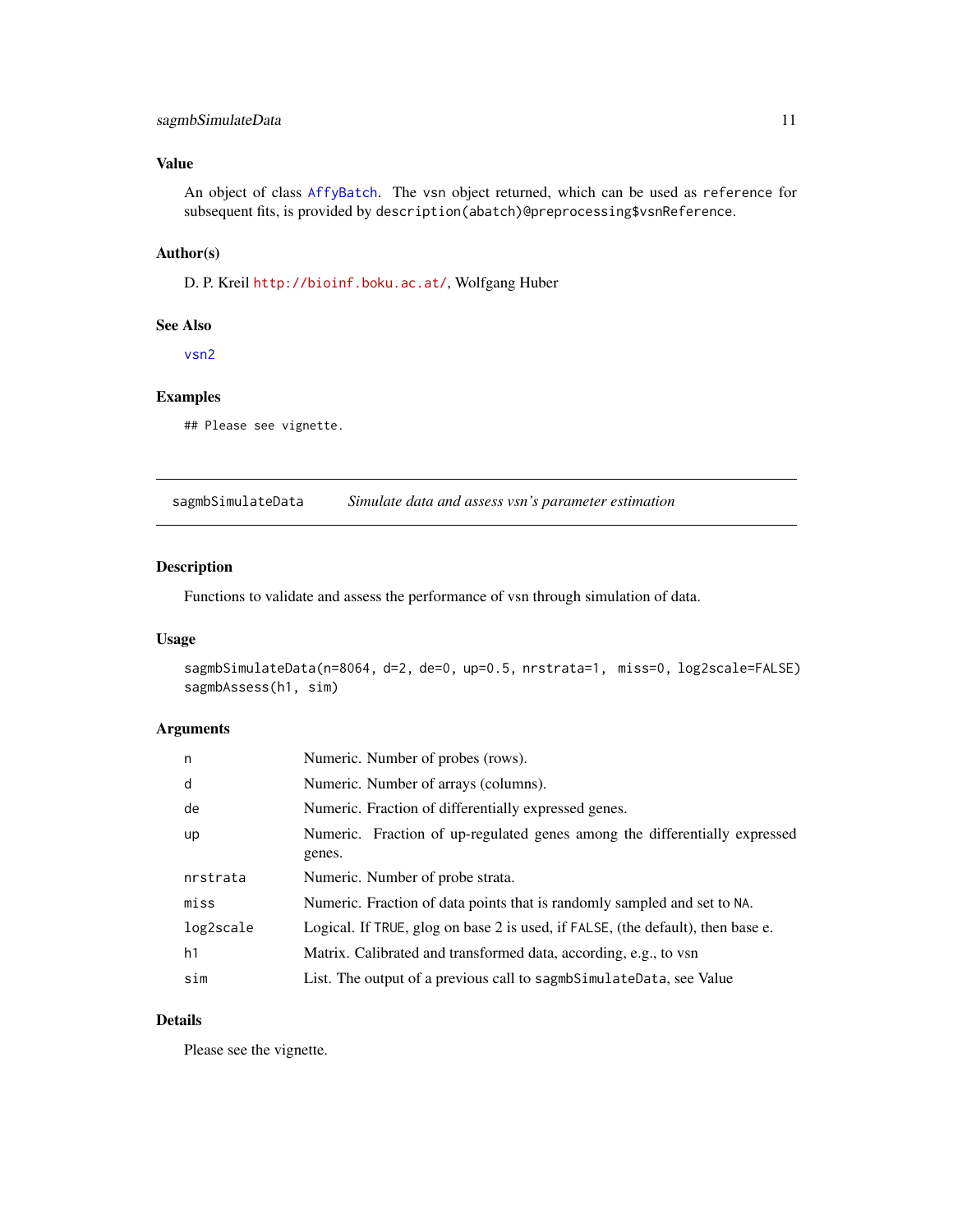### Value

An object of class `AffyBatch`. The `vsn` object returned, which can be used as `reference` for subsequent fits, is provided by `description(abatch)@preprocessing$vsnReference`.

### Author(s)

D. P. Kreil http://bioinf.boku.ac.at/, Wolfgang Huber

### See Also

`vsn2`

### Examples

```
## Please see vignette.
```

---

## sagmbSimulateData — *Simulate data and assess vsn's parameter estimation*

### Description

Functions to validate and assess the performance of vsn through simulation of data.

### Usage

```
sagmbSimulateData(n=8064, d=2, de=0, up=0.5, nrstrata=1, miss=0, log2scale=FALSE)
sagmbAssess(h1, sim)
```

### Arguments

| | |
|---|---|
| `n` | Numeric. Number of probes (rows). |
| `d` | Numeric. Number of arrays (columns). |
| `de` | Numeric. Fraction of differentially expressed genes. |
| `up` | Numeric. Fraction of up-regulated genes among the differentially expressed genes. |
| `nrstrata` | Numeric. Number of probe strata. |
| `miss` | Numeric. Fraction of data points that is randomly sampled and set to `NA`. |
| `log2scale` | Logical. If `TRUE`, glog on base 2 is used, if `FALSE`, (the default), then base e. |
| `h1` | Matrix. Calibrated and transformed data, according, e.g., to vsn |
| `sim` | List. The output of a previous call to `sagmbSimulateData`, see Value |

### Details

Please see the vignette.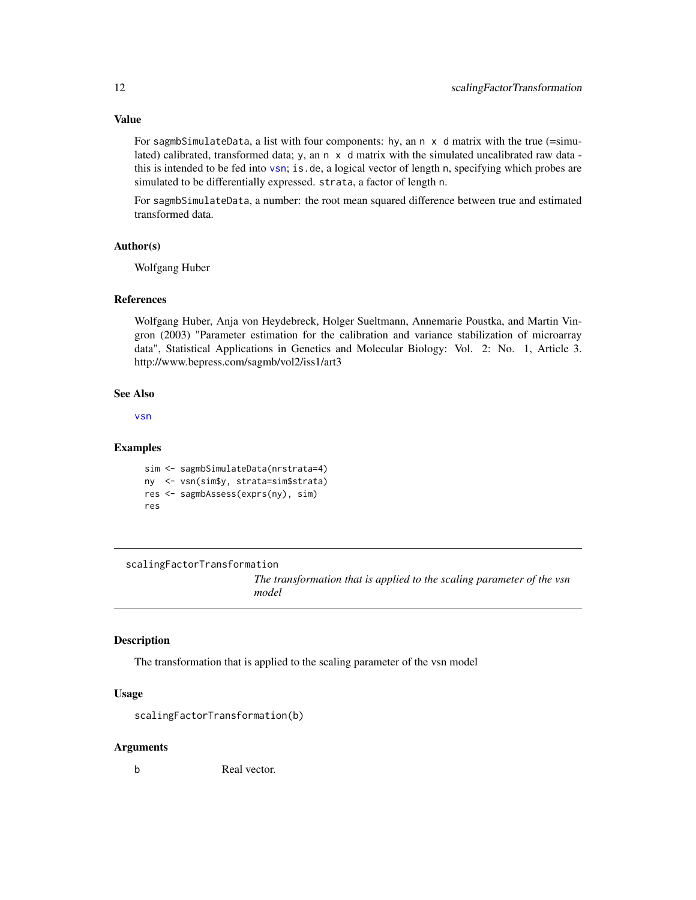### Value

For `sagmbSimulateData`, a list with four components: `hy`, an `n x d` matrix with the true (=simulated) calibrated, transformed data; `y`, an `n x d` matrix with the simulated uncalibrated raw data - this is intended to be fed into `vsn`; `is.de`, a logical vector of length `n`, specifying which probes are simulated to be differentially expressed. `strata`, a factor of length `n`.

For `sagmbSimulateData`, a number: the root mean squared difference between true and estimated transformed data.

### Author(s)

Wolfgang Huber

### References

Wolfgang Huber, Anja von Heydebreck, Holger Sueltmann, Annemarie Poustka, and Martin Vingron (2003) "Parameter estimation for the calibration and variance stabilization of microarray data", Statistical Applications in Genetics and Molecular Biology: Vol. 2: No. 1, Article 3. http://www.bepress.com/sagmb/vol2/iss1/art3

### See Also

`vsn`

### Examples

```
sim <- sagmbSimulateData(nrstrata=4)
ny  <- vsn(sim$y, strata=sim$strata)
res <- sagmbAssess(exprs(ny), sim)
res
```

---

## scalingFactorTransformation

*The transformation that is applied to the scaling parameter of the vsn model*

---

### Description

The transformation that is applied to the scaling parameter of the vsn model

### Usage

```
scalingFactorTransformation(b)
```

### Arguments

| | |
|---|---|
| `b` | Real vector. |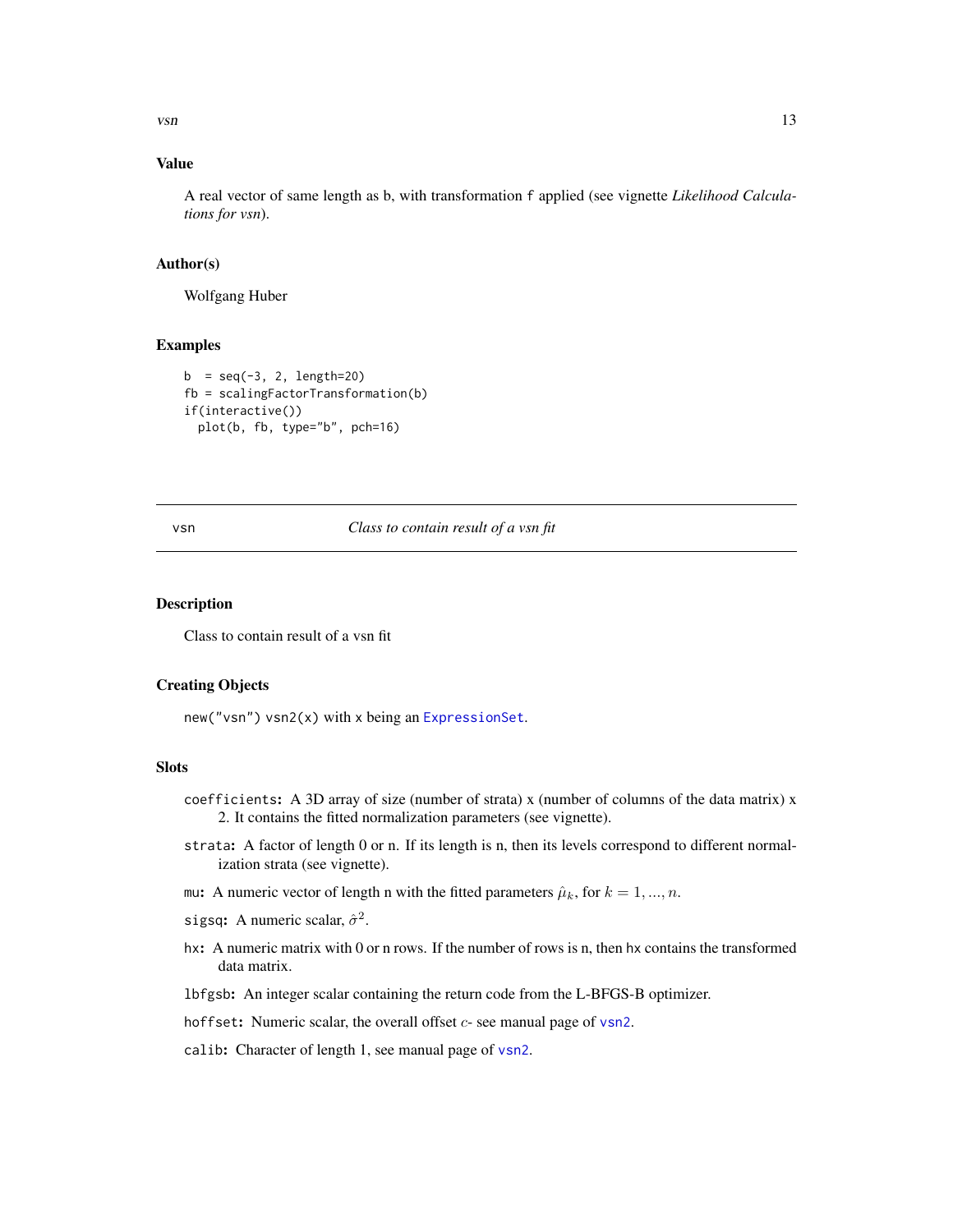## Value

A real vector of same length as b, with transformation f applied (see vignette *Likelihood Calculations for vsn*).

## Author(s)

Wolfgang Huber

## Examples

```
b  = seq(-3, 2, length=20)
fb = scalingFactorTransformation(b)
if(interactive())
  plot(b, fb, type="b", pch=16)
```

---

# vsn — *Class to contain result of a vsn fit*

## Description

Class to contain result of a vsn fit

## Creating Objects

`new("vsn")` `vsn2(x)` with x being an `ExpressionSet`.

## Slots

- **`coefficients`:** A 3D array of size (number of strata) x (number of columns of the data matrix) x 2. It contains the fitted normalization parameters (see vignette).
- **`strata`:** A factor of length 0 or n. If its length is n, then its levels correspond to different normalization strata (see vignette).
- **`mu`:** A numeric vector of length n with the fitted parameters $\hat{\mu}_k$, for $k = 1, ..., n$.
- **`sigsq`:** A numeric scalar, $\hat{\sigma}^2$.
- **`hx`:** A numeric matrix with 0 or n rows. If the number of rows is n, then `hx` contains the transformed data matrix.
- **`lbfgsb`:** An integer scalar containing the return code from the L-BFGS-B optimizer.
- **`hoffset`:** Numeric scalar, the overall offset $c$- see manual page of `vsn2`.
- **`calib`:** Character of length 1, see manual page of `vsn2`.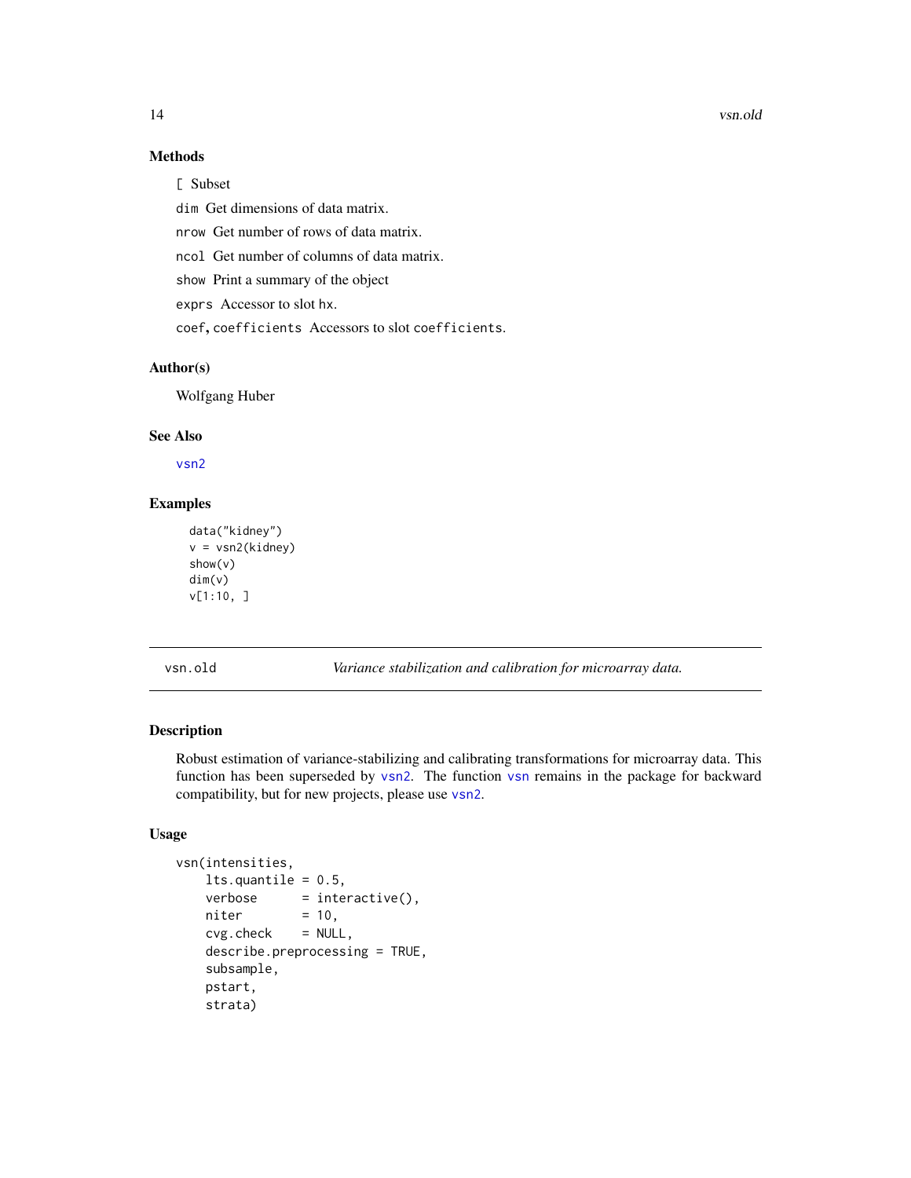### Methods

`[` Subset

`dim` Get dimensions of data matrix.

`nrow` Get number of rows of data matrix.

`ncol` Get number of columns of data matrix.

`show` Print a summary of the object

`exprs` Accessor to slot `hx`.

`coef`, `coefficients` Accessors to slot `coefficients`.

### Author(s)

Wolfgang Huber

### See Also

`vsn2`

### Examples

```
data("kidney")
v = vsn2(kidney)
show(v)
dim(v)
v[1:10, ]
```

---

## vsn.old — *Variance stabilization and calibration for microarray data.*

---

### Description

Robust estimation of variance-stabilizing and calibrating transformations for microarray data. This function has been superseded by `vsn2`. The function `vsn` remains in the package for backward compatibility, but for new projects, please use `vsn2`.

### Usage

```
vsn(intensities,
    lts.quantile = 0.5,
    verbose      = interactive(),
    niter        = 10,
    cvg.check    = NULL,
    describe.preprocessing = TRUE,
    subsample,
    pstart,
    strata)
```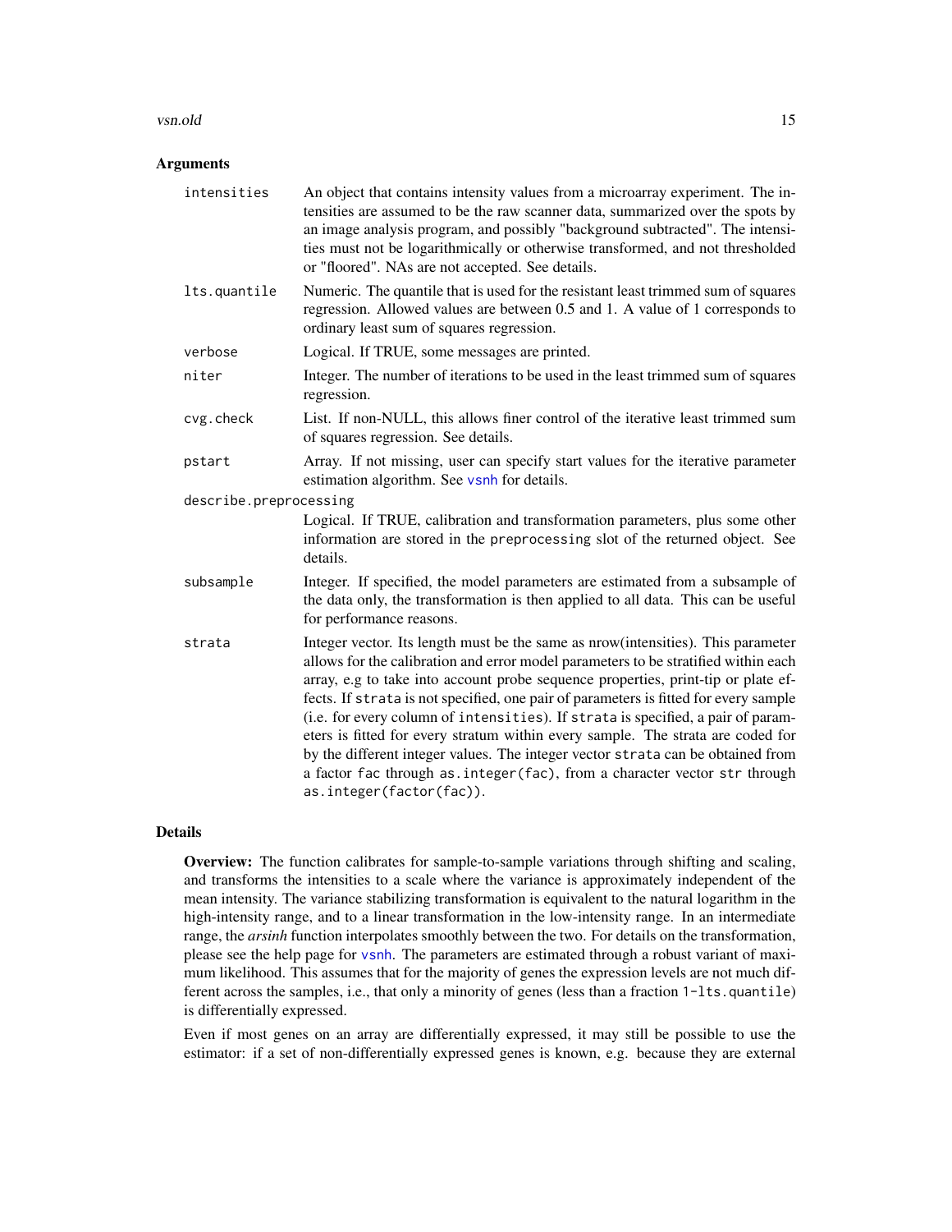## Arguments

- `intensities` — An object that contains intensity values from a microarray experiment. The intensities are assumed to be the raw scanner data, summarized over the spots by an image analysis program, and possibly "background subtracted". The intensities must not be logarithmically or otherwise transformed, and not thresholded or "floored". NAs are not accepted. See details.
- `lts.quantile` — Numeric. The quantile that is used for the resistant least trimmed sum of squares regression. Allowed values are between 0.5 and 1. A value of 1 corresponds to ordinary least sum of squares regression.
- `verbose` — Logical. If TRUE, some messages are printed.
- `niter` — Integer. The number of iterations to be used in the least trimmed sum of squares regression.
- `cvg.check` — List. If non-NULL, this allows finer control of the iterative least trimmed sum of squares regression. See details.
- `pstart` — Array. If not missing, user can specify start values for the iterative parameter estimation algorithm. See vsnh for details.
- `describe.preprocessing` — Logical. If TRUE, calibration and transformation parameters, plus some other information are stored in the `preprocessing` slot of the returned object. See details.
- `subsample` — Integer. If specified, the model parameters are estimated from a subsample of the data only, the transformation is then applied to all data. This can be useful for performance reasons.
- `strata` — Integer vector. Its length must be the same as nrow(intensities). This parameter allows for the calibration and error model parameters to be stratified within each array, e.g to take into account probe sequence properties, print-tip or plate effects. If `strata` is not specified, one pair of parameters is fitted for every sample (i.e. for every column of `intensities`). If `strata` is specified, a pair of parameters is fitted for every stratum within every sample. The strata are coded for by the different integer values. The integer vector `strata` can be obtained from a factor `fac` through `as.integer(fac)`, from a character vector `str` through `as.integer(factor(fac))`.

## Details

**Overview:** The function calibrates for sample-to-sample variations through shifting and scaling, and transforms the intensities to a scale where the variance is approximately independent of the mean intensity. The variance stabilizing transformation is equivalent to the natural logarithm in the high-intensity range, and to a linear transformation in the low-intensity range. In an intermediate range, the *arsinh* function interpolates smoothly between the two. For details on the transformation, please see the help page for vsnh. The parameters are estimated through a robust variant of maximum likelihood. This assumes that for the majority of genes the expression levels are not much different across the samples, i.e., that only a minority of genes (less than a fraction `1-lts.quantile`) is differentially expressed.

Even if most genes on an array are differentially expressed, it may still be possible to use the estimator: if a set of non-differentially expressed genes is known, e.g. because they are external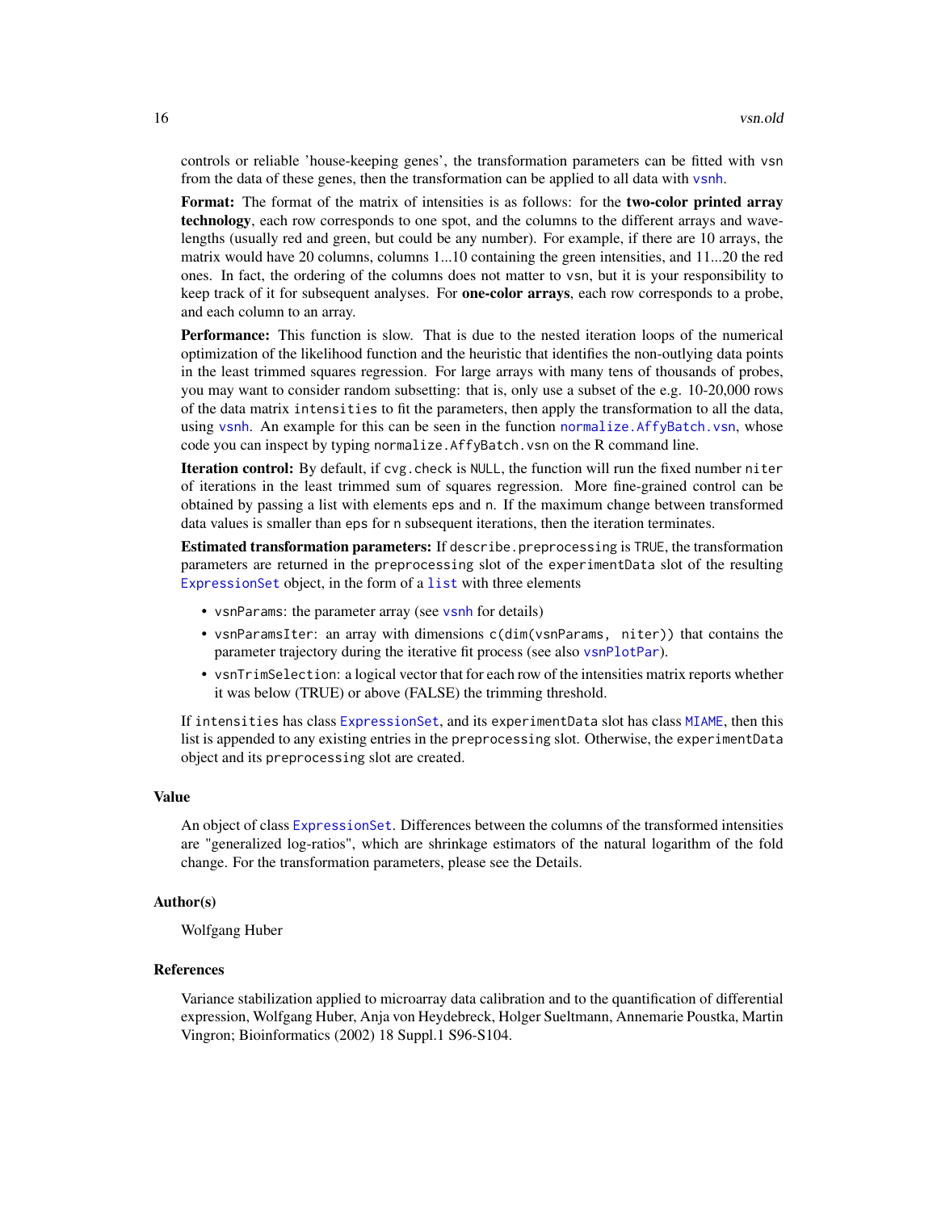controls or reliable 'house-keeping genes', the transformation parameters can be fitted with `vsn` from the data of these genes, then the transformation can be applied to all data with `vsnh`.

**Format:** The format of the matrix of intensities is as follows: for the **two-color printed array technology**, each row corresponds to one spot, and the columns to the different arrays and wavelengths (usually red and green, but could be any number). For example, if there are 10 arrays, the matrix would have 20 columns, columns 1...10 containing the green intensities, and 11...20 the red ones. In fact, the ordering of the columns does not matter to `vsn`, but it is your responsibility to keep track of it for subsequent analyses. For **one-color arrays**, each row corresponds to a probe, and each column to an array.

**Performance:** This function is slow. That is due to the nested iteration loops of the numerical optimization of the likelihood function and the heuristic that identifies the non-outlying data points in the least trimmed squares regression. For large arrays with many tens of thousands of probes, you may want to consider random subsetting: that is, only use a subset of the e.g. 10-20,000 rows of the data matrix `intensities` to fit the parameters, then apply the transformation to all the data, using `vsnh`. An example for this can be seen in the function `normalize.AffyBatch.vsn`, whose code you can inspect by typing `normalize.AffyBatch.vsn` on the R command line.

**Iteration control:** By default, if `cvg.check` is `NULL`, the function will run the fixed number `niter` of iterations in the least trimmed sum of squares regression. More fine-grained control can be obtained by passing a list with elements `eps` and `n`. If the maximum change between transformed data values is smaller than `eps` for `n` subsequent iterations, then the iteration terminates.

**Estimated transformation parameters:** If `describe.preprocessing` is `TRUE`, the transformation parameters are returned in the `preprocessing` slot of the `experimentData` slot of the resulting `ExpressionSet` object, in the form of a `list` with three elements

- `vsnParams`: the parameter array (see `vsnh` for details)
- `vsnParamsIter`: an array with dimensions `c(dim(vsnParams, niter))` that contains the parameter trajectory during the iterative fit process (see also `vsnPlotPar`).
- `vsnTrimSelection`: a logical vector that for each row of the intensities matrix reports whether it was below (TRUE) or above (FALSE) the trimming threshold.

If `intensities` has class `ExpressionSet`, and its `experimentData` slot has class `MIAME`, then this list is appended to any existing entries in the `preprocessing` slot. Otherwise, the `experimentData` object and its `preprocessing` slot are created.

## Value

An object of class `ExpressionSet`. Differences between the columns of the transformed intensities are "generalized log-ratios", which are shrinkage estimators of the natural logarithm of the fold change. For the transformation parameters, please see the Details.

## Author(s)

Wolfgang Huber

## References

Variance stabilization applied to microarray data calibration and to the quantification of differential expression, Wolfgang Huber, Anja von Heydebreck, Holger Sueltmann, Annemarie Poustka, Martin Vingron; Bioinformatics (2002) 18 Suppl.1 S96-S104.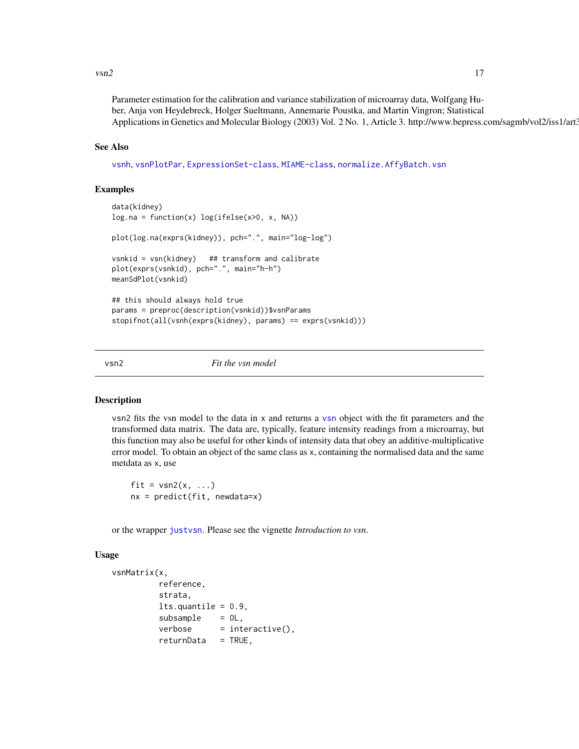Parameter estimation for the calibration and variance stabilization of microarray data, Wolfgang Huber, Anja von Heydebreck, Holger Sueltmann, Annemarie Poustka, and Martin Vingron; Statistical Applications in Genetics and Molecular Biology (2003) Vol. 2 No. 1, Article 3. http://www.bepress.com/sagmb/vol2/iss1/art3

## See Also

vsnh, vsnPlotPar, ExpressionSet-class, MIAME-class, normalize.AffyBatch.vsn

## Examples

```
data(kidney)
log.na = function(x) log(ifelse(x>0, x, NA))

plot(log.na(exprs(kidney)), pch=".", main="log-log")

vsnkid = vsn(kidney)   ## transform and calibrate
plot(exprs(vsnkid), pch=".", main="h-h")
meanSdPlot(vsnkid)

## this should always hold true
params = preproc(description(vsnkid))$vsnParams
stopifnot(all(vsnh(exprs(kidney), params) == exprs(vsnkid)))
```

---

# vsn2 *Fit the vsn model*

## Description

vsn2 fits the vsn model to the data in x and returns a vsn object with the fit parameters and the transformed data matrix. The data are, typically, feature intensity readings from a microarray, but this function may also be useful for other kinds of intensity data that obey an additive-multiplicative error model. To obtain an object of the same class as x, containing the normalised data and the same metdata as x, use

```
fit = vsn2(x, ...)
nx = predict(fit, newdata=x)
```

or the wrapper justvsn. Please see the vignette *Introduction to vsn*.

## Usage

```
vsnMatrix(x,
          reference,
          strata,
          lts.quantile = 0.9,
          subsample    = 0L,
          verbose      = interactive(),
          returnData   = TRUE,
```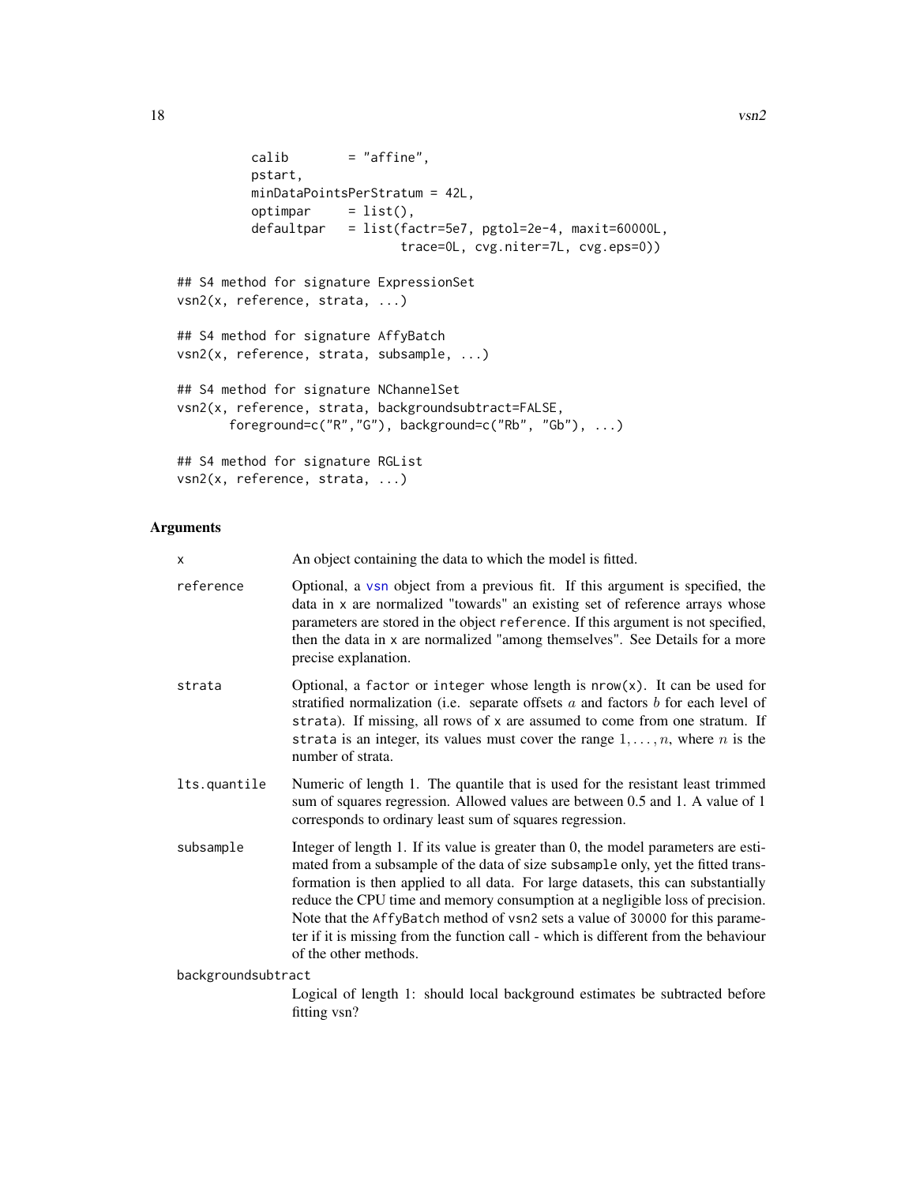```
          calib        = "affine",
          pstart,
          minDataPointsPerStratum = 42L,
          optimpar     = list(),
          defaultpar   = list(factr=5e7, pgtol=2e-4, maxit=60000L,
                              trace=0L, cvg.niter=7L, cvg.eps=0))

## S4 method for signature ExpressionSet
vsn2(x, reference, strata, ...)

## S4 method for signature AffyBatch
vsn2(x, reference, strata, subsample, ...)

## S4 method for signature NChannelSet
vsn2(x, reference, strata, backgroundsubtract=FALSE,
       foreground=c("R","G"), background=c("Rb", "Gb"), ...)

## S4 method for signature RGList
vsn2(x, reference, strata, ...)
```

## Arguments

`x` An object containing the data to which the model is fitted.

`reference` Optional, a `vsn` object from a previous fit. If this argument is specified, the data in `x` are normalized "towards" an existing set of reference arrays whose parameters are stored in the object `reference`. If this argument is not specified, then the data in `x` are normalized "among themselves". See Details for a more precise explanation.

`strata` Optional, a `factor` or `integer` whose length is `nrow(x)`. It can be used for stratified normalization (i.e. separate offsets $a$ and factors $b$ for each level of `strata`). If missing, all rows of `x` are assumed to come from one stratum. If `strata` is an integer, its values must cover the range $1, \ldots, n$, where $n$ is the number of strata.

`lts.quantile` Numeric of length 1. The quantile that is used for the resistant least trimmed sum of squares regression. Allowed values are between 0.5 and 1. A value of 1 corresponds to ordinary least sum of squares regression.

`subsample` Integer of length 1. If its value is greater than 0, the model parameters are estimated from a subsample of the data of size `subsample` only, yet the fitted transformation is then applied to all data. For large datasets, this can substantially reduce the CPU time and memory consumption at a negligible loss of precision. Note that the `AffyBatch` method of `vsn2` sets a value of `30000` for this parameter if it is missing from the function call - which is different from the behaviour of the other methods.

`backgroundsubtract` Logical of length 1: should local background estimates be subtracted before fitting vsn?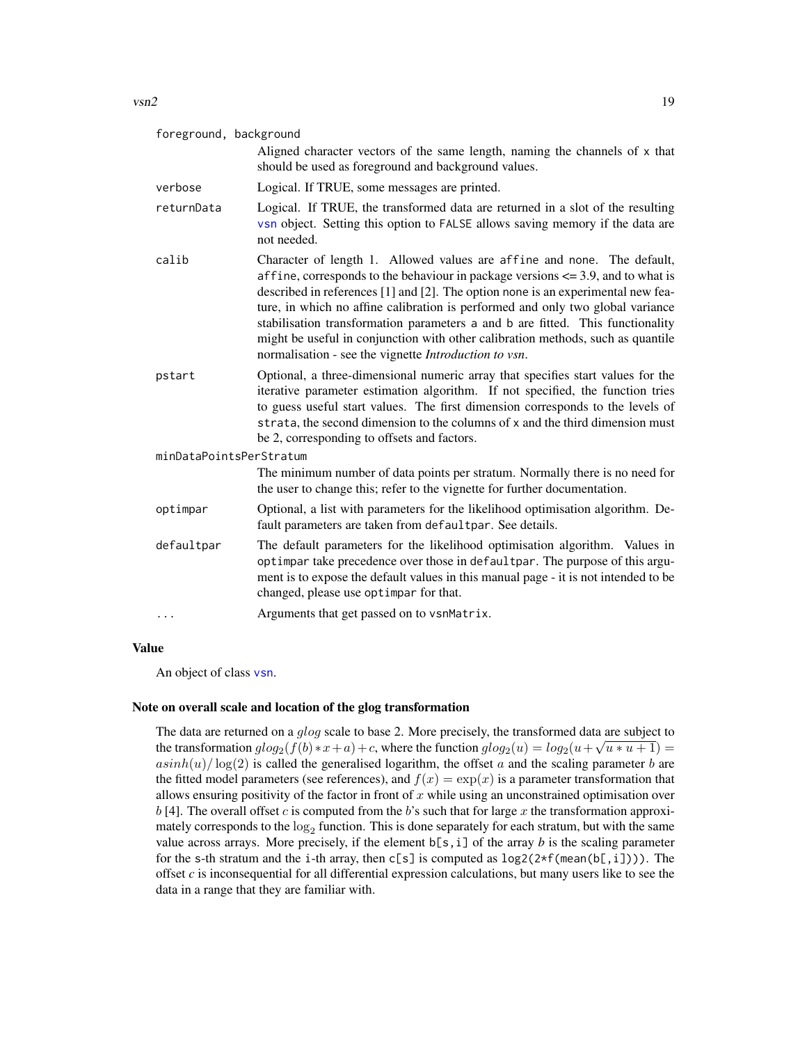`foreground, background`
: Aligned character vectors of the same length, naming the channels of `x` that should be used as foreground and background values.

`verbose`
: Logical. If TRUE, some messages are printed.

`returnData`
: Logical. If TRUE, the transformed data are returned in a slot of the resulting `vsn` object. Setting this option to `FALSE` allows saving memory if the data are not needed.

`calib`
: Character of length 1. Allowed values are `affine` and `none`. The default, `affine`, corresponds to the behaviour in package versions <= 3.9, and to what is described in references [1] and [2]. The option `none` is an experimental new feature, in which no affine calibration is performed and only two global variance stabilisation transformation parameters `a` and `b` are fitted. This functionality might be useful in conjunction with other calibration methods, such as quantile normalisation - see the vignette *Introduction to vsn*.

`pstart`
: Optional, a three-dimensional numeric array that specifies start values for the iterative parameter estimation algorithm. If not specified, the function tries to guess useful start values. The first dimension corresponds to the levels of `strata`, the second dimension to the columns of `x` and the third dimension must be 2, corresponding to offsets and factors.

`minDataPointsPerStratum`
: The minimum number of data points per stratum. Normally there is no need for the user to change this; refer to the vignette for further documentation.

`optimpar`
: Optional, a list with parameters for the likelihood optimisation algorithm. Default parameters are taken from `defaultpar`. See details.

`defaultpar`
: The default parameters for the likelihood optimisation algorithm. Values in `optimpar` take precedence over those in `defaultpar`. The purpose of this argument is to expose the default values in this manual page - it is not intended to be changed, please use `optimpar` for that.

`...`
: Arguments that get passed on to `vsnMatrix`.

## Value

An object of class `vsn`.

### Note on overall scale and location of the glog transformation

The data are returned on a $glog$ scale to base 2. More precisely, the transformed data are subject to the transformation $glog_2(f(b)*x+a)+c$, where the function $glog_2(u) = log_2(u+\sqrt{u*u+1}) = asinh(u)/\log(2)$ is called the generalised logarithm, the offset $a$ and the scaling parameter $b$ are the fitted model parameters (see references), and $f(x) = \exp(x)$ is a parameter transformation that allows ensuring positivity of the factor in front of $x$ while using an unconstrained optimisation over $b$ [4]. The overall offset $c$ is computed from the $b$'s such that for large $x$ the transformation approximately corresponds to the $\log_2$ function. This is done separately for each stratum, but with the same value across arrays. More precisely, if the element `b[s,i]` of the array *b* is the scaling parameter for the `s`-th stratum and the `i`-th array, then `c[s]` is computed as `log2(2*f(mean(b[,i])))`. The offset *c* is inconsequential for all differential expression calculations, but many users like to see the data in a range that they are familiar with.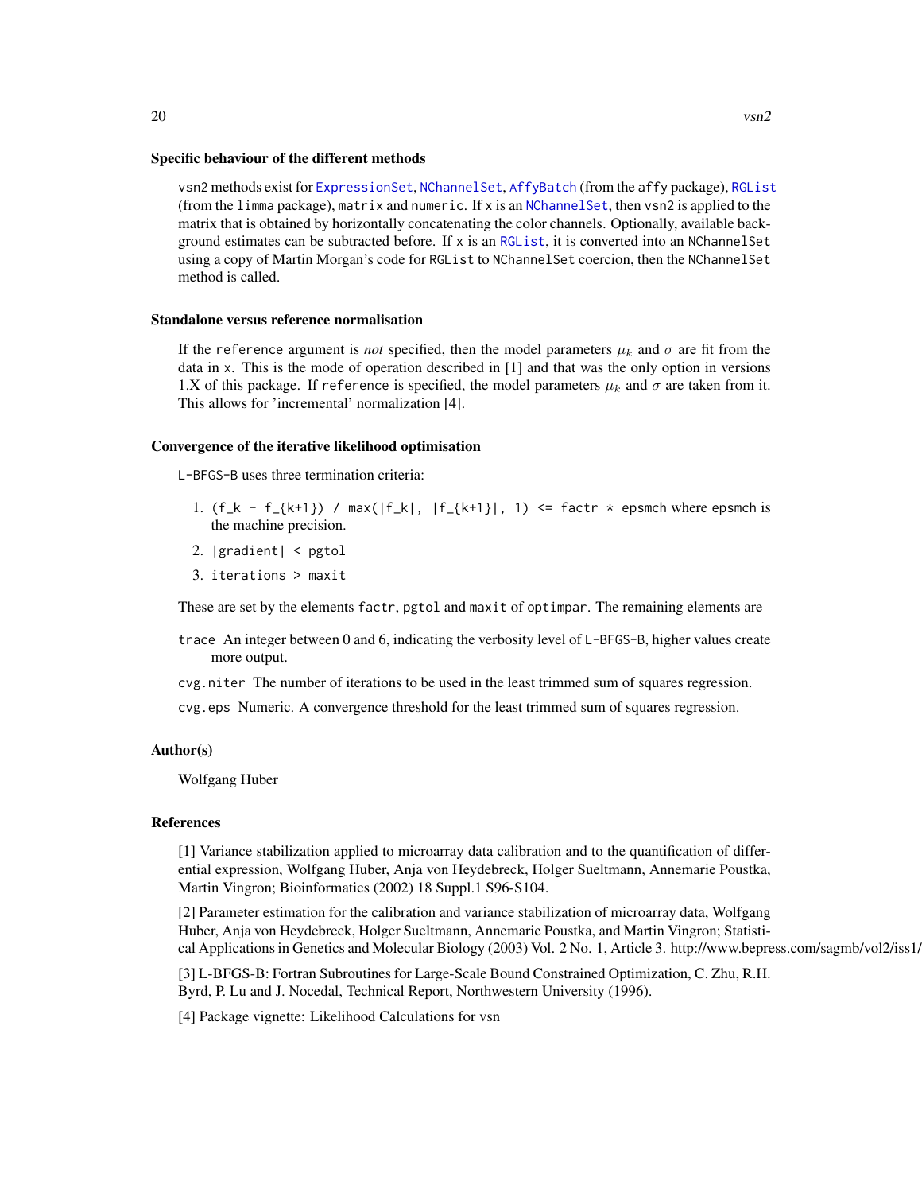### Specific behaviour of the different methods

vsn2 methods exist for ExpressionSet, NChannelSet, AffyBatch (from the affy package), RGList (from the limma package), matrix and numeric. If x is an NChannelSet, then vsn2 is applied to the matrix that is obtained by horizontally concatenating the color channels. Optionally, available background estimates can be subtracted before. If x is an RGList, it is converted into an NChannelSet using a copy of Martin Morgan's code for RGList to NChannelSet coercion, then the NChannelSet method is called.

### Standalone versus reference normalisation

If the reference argument is *not* specified, then the model parameters $\mu_k$ and $\sigma$ are fit from the data in x. This is the mode of operation described in [1] and that was the only option in versions 1.X of this package. If reference is specified, the model parameters $\mu_k$ and $\sigma$ are taken from it. This allows for 'incremental' normalization [4].

### Convergence of the iterative likelihood optimisation

L-BFGS-B uses three termination criteria:

1. `(f_k - f_{k+1}) / max(|f_k|, |f_{k+1}|, 1) <= factr * epsmch` where epsmch is the machine precision.
2. `|gradient| < pgtol`
3. `iterations > maxit`

These are set by the elements factr, pgtol and maxit of optimpar. The remaining elements are

trace An integer between 0 and 6, indicating the verbosity level of L-BFGS-B, higher values create more output.

cvg.niter The number of iterations to be used in the least trimmed sum of squares regression.

cvg.eps Numeric. A convergence threshold for the least trimmed sum of squares regression.

### Author(s)

Wolfgang Huber

### References

[1] Variance stabilization applied to microarray data calibration and to the quantification of differential expression, Wolfgang Huber, Anja von Heydebreck, Holger Sueltmann, Annemarie Poustka, Martin Vingron; Bioinformatics (2002) 18 Suppl.1 S96-S104.

[2] Parameter estimation for the calibration and variance stabilization of microarray data, Wolfgang Huber, Anja von Heydebreck, Holger Sueltmann, Annemarie Poustka, and Martin Vingron; Statistical Applications in Genetics and Molecular Biology (2003) Vol. 2 No. 1, Article 3. http://www.bepress.com/sagmb/vol2/iss1/

[3] L-BFGS-B: Fortran Subroutines for Large-Scale Bound Constrained Optimization, C. Zhu, R.H. Byrd, P. Lu and J. Nocedal, Technical Report, Northwestern University (1996).

[4] Package vignette: Likelihood Calculations for vsn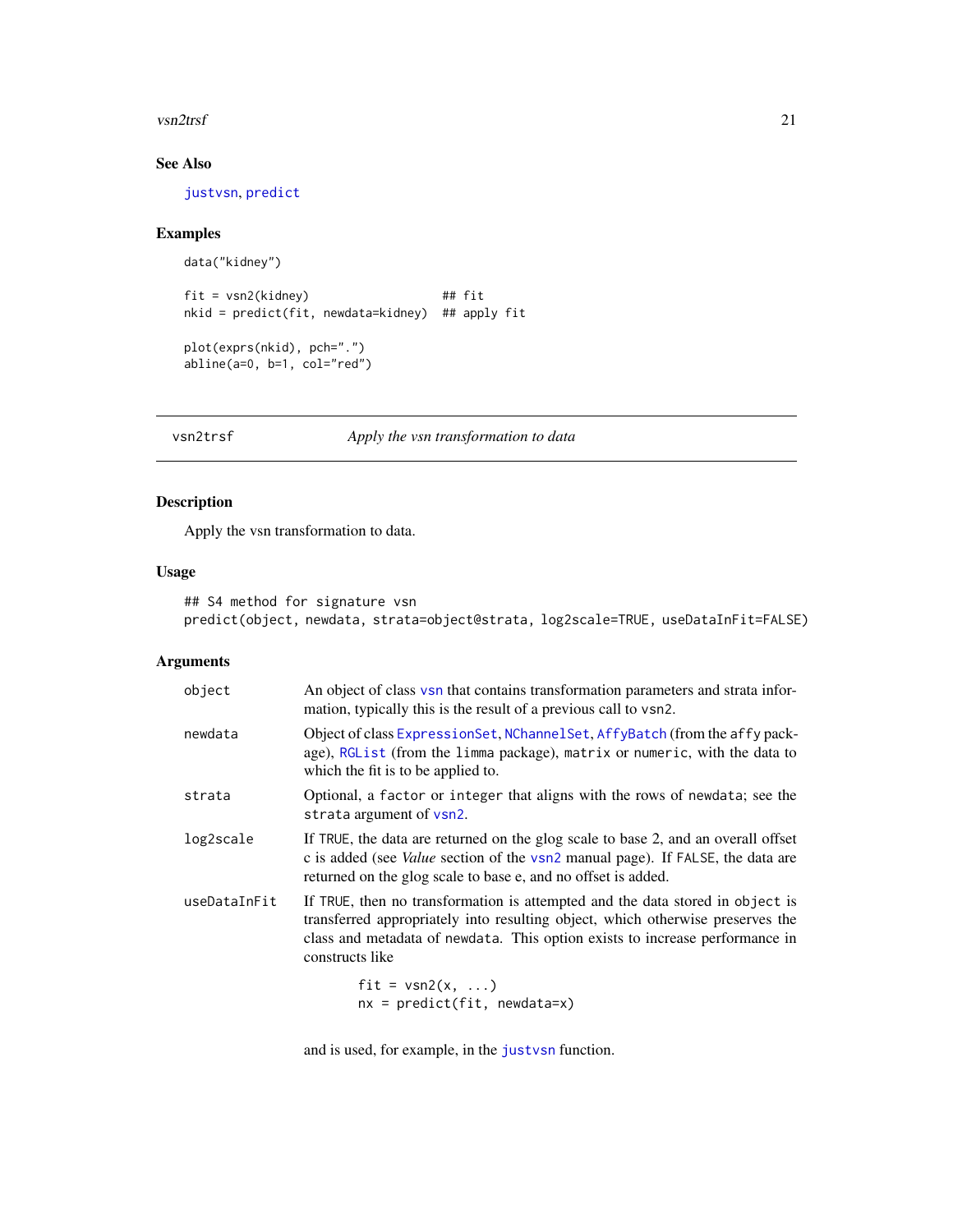## See Also

justvsn, predict

## Examples

```
data("kidney")

fit = vsn2(kidney)                  ## fit
nkid = predict(fit, newdata=kidney)  ## apply fit

plot(exprs(nkid), pch=".")
abline(a=0, b=1, col="red")
```

---

# vsn2trsf — *Apply the vsn transformation to data*

## Description

Apply the vsn transformation to data.

## Usage

```
## S4 method for signature vsn
predict(object, newdata, strata=object@strata, log2scale=TRUE, useDataInFit=FALSE)
```

## Arguments

| | |
|---|---|
| `object` | An object of class `vsn` that contains transformation parameters and strata information, typically this is the result of a previous call to `vsn2`. |
| `newdata` | Object of class `ExpressionSet`, `NChannelSet`, `AffyBatch` (from the `affy` package), `RGList` (from the `limma` package), `matrix` or `numeric`, with the data to which the fit is to be applied to. |
| `strata` | Optional, a `factor` or `integer` that aligns with the rows of `newdata`; see the `strata` argument of `vsn2`. |
| `log2scale` | If `TRUE`, the data are returned on the glog scale to base 2, and an overall offset c is added (see *Value* section of the `vsn2` manual page). If `FALSE`, the data are returned on the glog scale to base e, and no offset is added. |
| `useDataInFit` | If `TRUE`, then no transformation is attempted and the data stored in `object` is transferred appropriately into resulting object, which otherwise preserves the class and metadata of `newdata`. This option exists to increase performance in constructs like `fit = vsn2(x, ...)` `nx = predict(fit, newdata=x)` and is used, for example, in the `justvsn` function. |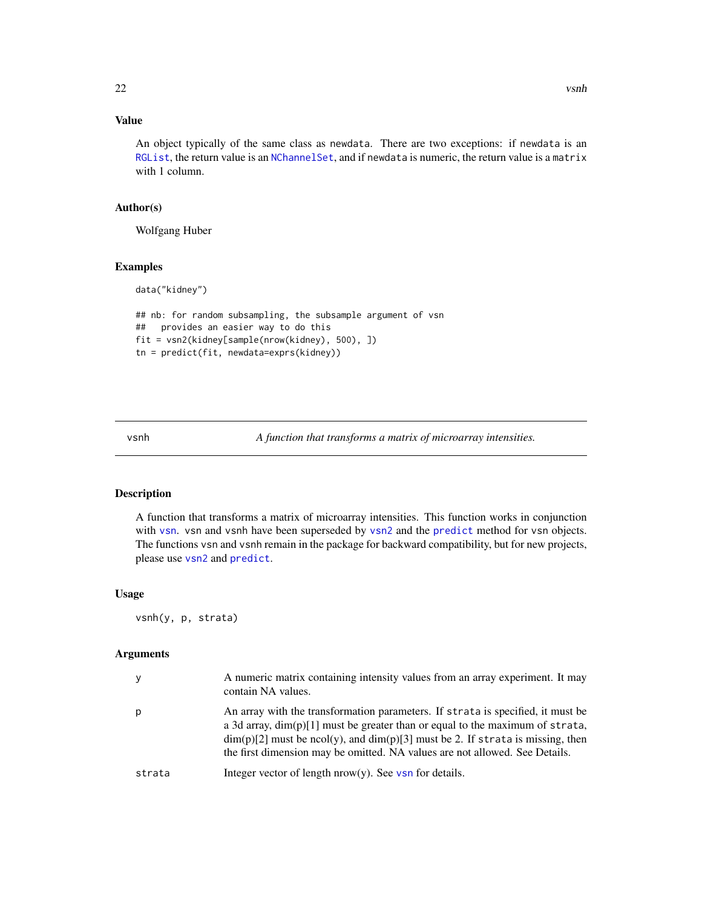### Value

An object typically of the same class as `newdata`. There are two exceptions: if `newdata` is an `RGList`, the return value is an `NChannelSet`, and if `newdata` is numeric, the return value is a `matrix` with 1 column.

### Author(s)

Wolfgang Huber

### Examples

```
data("kidney")

## nb: for random subsampling, the subsample argument of vsn
##   provides an easier way to do this
fit = vsn2(kidney[sample(nrow(kidney), 500), ])
tn = predict(fit, newdata=exprs(kidney))
```

---

## vsnh — *A function that transforms a matrix of microarray intensities.*

---

### Description

A function that transforms a matrix of microarray intensities. This function works in conjunction with `vsn`. `vsn` and `vsnh` have been superseded by `vsn2` and the `predict` method for `vsn` objects. The functions `vsn` and `vsnh` remain in the package for backward compatibility, but for new projects, please use `vsn2` and `predict`.

### Usage

```
vsnh(y, p, strata)
```

### Arguments

| | |
|---|---|
| `y` | A numeric matrix containing intensity values from an array experiment. It may contain NA values. |
| `p` | An array with the transformation parameters. If `strata` is specified, it must be a 3d array, dim(p)[1] must be greater than or equal to the maximum of `strata`, dim(p)[2] must be ncol(y), and dim(p)[3] must be 2. If `strata` is missing, then the first dimension may be omitted. NA values are not allowed. See Details. |
| `strata` | Integer vector of length nrow(y). See `vsn` for details. |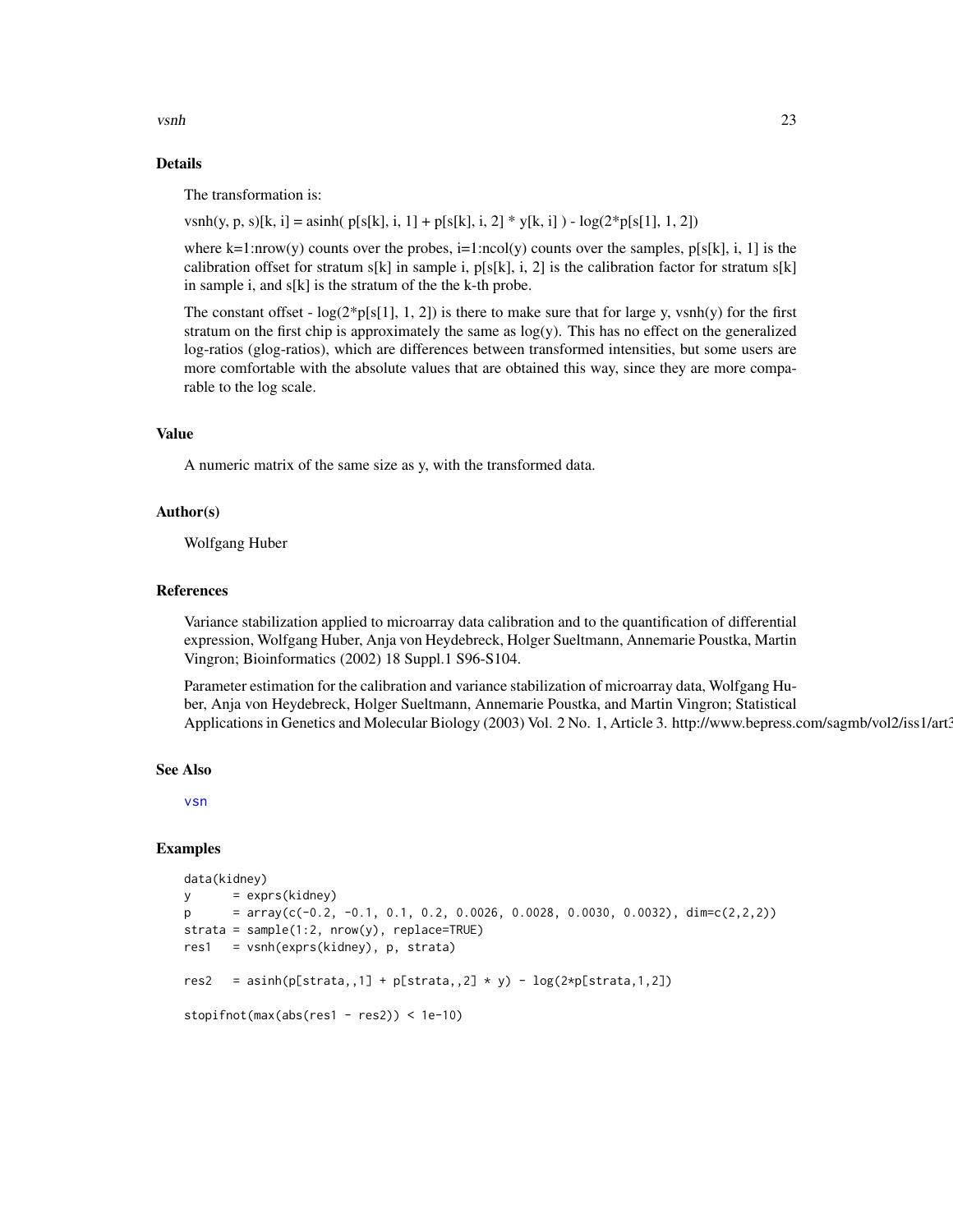## Details

The transformation is:

vsnh(y, p, s)[k, i] = asinh( p[s[k], i, 1] + p[s[k], i, 2] * y[k, i] ) - log(2*p[s[1], 1, 2])

where k=1:nrow(y) counts over the probes, i=1:ncol(y) counts over the samples, p[s[k], i, 1] is the calibration offset for stratum s[k] in sample i, p[s[k], i, 2] is the calibration factor for stratum s[k] in sample i, and s[k] is the stratum of the the k-th probe.

The constant offset - log(2*p[s[1], 1, 2]) is there to make sure that for large y, vsnh(y) for the first stratum on the first chip is approximately the same as log(y). This has no effect on the generalized log-ratios (glog-ratios), which are differences between transformed intensities, but some users are more comfortable with the absolute values that are obtained this way, since they are more comparable to the log scale.

## Value

A numeric matrix of the same size as y, with the transformed data.

## Author(s)

Wolfgang Huber

## References

Variance stabilization applied to microarray data calibration and to the quantification of differential expression, Wolfgang Huber, Anja von Heydebreck, Holger Sueltmann, Annemarie Poustka, Martin Vingron; Bioinformatics (2002) 18 Suppl.1 S96-S104.

Parameter estimation for the calibration and variance stabilization of microarray data, Wolfgang Huber, Anja von Heydebreck, Holger Sueltmann, Annemarie Poustka, and Martin Vingron; Statistical Applications in Genetics and Molecular Biology (2003) Vol. 2 No. 1, Article 3. http://www.bepress.com/sagmb/vol2/iss1/art3

## See Also

vsn

## Examples

```
data(kidney)
y      = exprs(kidney)
p      = array(c(-0.2, -0.1, 0.1, 0.2, 0.0026, 0.0028, 0.0030, 0.0032), dim=c(2,2,2))
strata = sample(1:2, nrow(y), replace=TRUE)
res1   = vsnh(exprs(kidney), p, strata)

res2   = asinh(p[strata,,1] + p[strata,,2] * y) - log(2*p[strata,1,2])

stopifnot(max(abs(res1 - res2)) < 1e-10)
```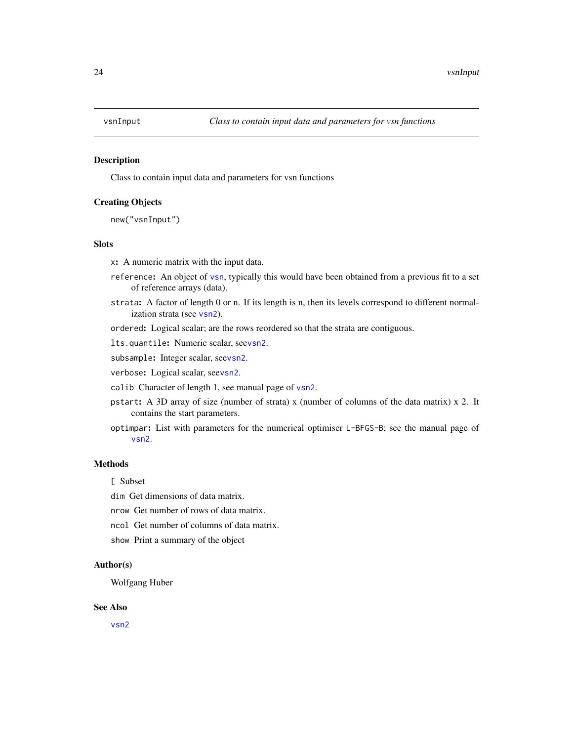# vsnInput — *Class to contain input data and parameters for vsn functions*

## Description

Class to contain input data and parameters for vsn functions

## Creating Objects

```
new("vsnInput")
```

## Slots

- `x`: A numeric matrix with the input data.
- `reference`: An object of `vsn`, typically this would have been obtained from a previous fit to a set of reference arrays (data).
- `strata`: A factor of length 0 or n. If its length is n, then its levels correspond to different normalization strata (see `vsn2`).
- `ordered`: Logical scalar; are the rows reordered so that the strata are contiguous.
- `lts.quantile`: Numeric scalar, see`vsn2`.
- `subsample`: Integer scalar, see`vsn2`.
- `verbose`: Logical scalar, see`vsn2`.
- `calib` Character of length 1, see manual page of `vsn2`.
- `pstart`: A 3D array of size (number of strata) x (number of columns of the data matrix) x 2. It contains the start parameters.
- `optimpar`: List with parameters for the numerical optimiser `L-BFGS-B`; see the manual page of `vsn2`.

## Methods

- `[` Subset
- `dim` Get dimensions of data matrix.
- `nrow` Get number of rows of data matrix.
- `ncol` Get number of columns of data matrix.
- `show` Print a summary of the object

## Author(s)

Wolfgang Huber

## See Also

`vsn2`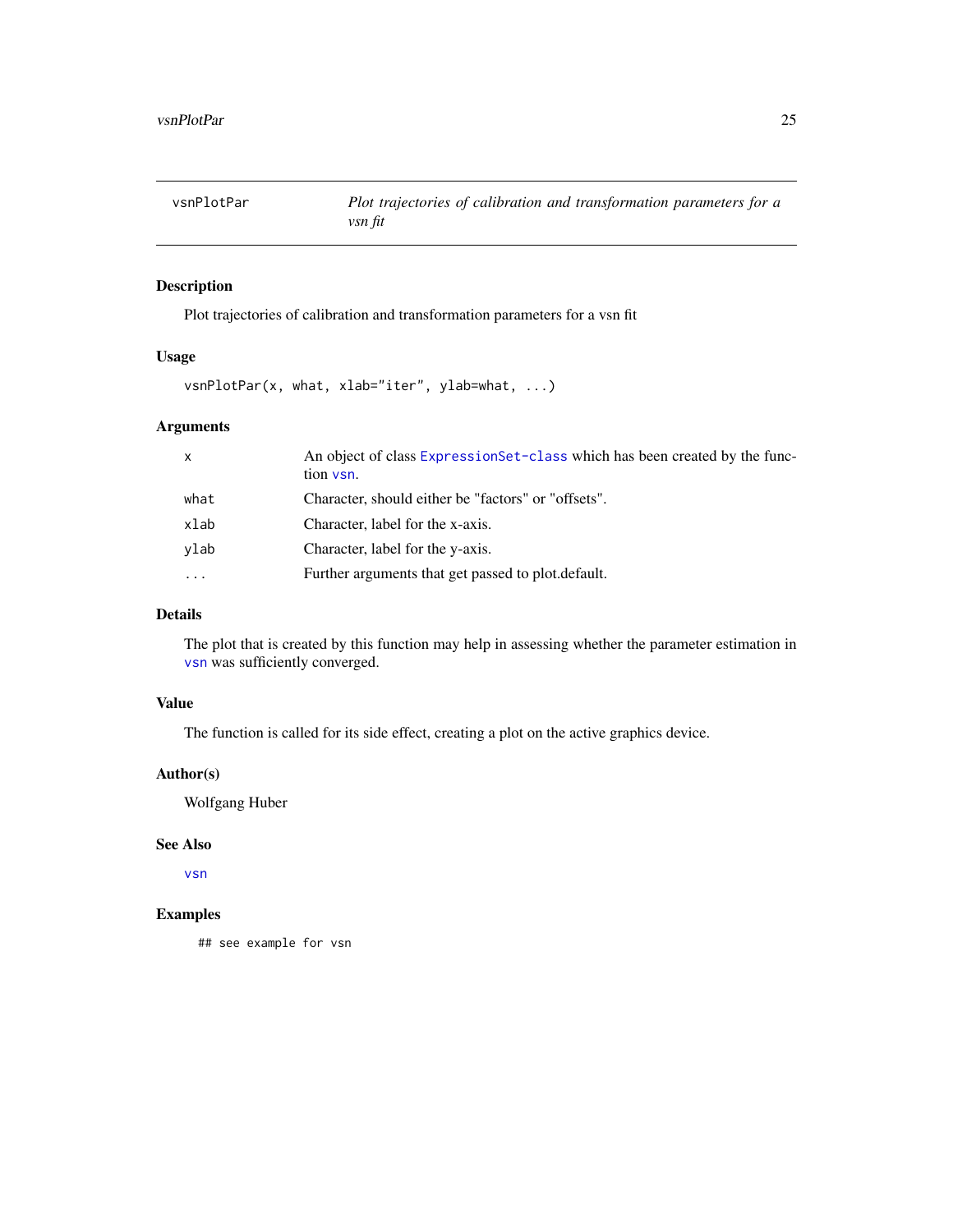# vsnPlotPar

*Plot trajectories of calibration and transformation parameters for a vsn fit*

## Description

Plot trajectories of calibration and transformation parameters for a vsn fit

## Usage

```
vsnPlotPar(x, what, xlab="iter", ylab=what, ...)
```

## Arguments

| | |
|---|---|
| x | An object of class ExpressionSet-class which has been created by the function vsn. |
| what | Character, should either be "factors" or "offsets". |
| xlab | Character, label for the x-axis. |
| ylab | Character, label for the y-axis. |
| ... | Further arguments that get passed to plot.default. |

## Details

The plot that is created by this function may help in assessing whether the parameter estimation in vsn was sufficiently converged.

## Value

The function is called for its side effect, creating a plot on the active graphics device.

## Author(s)

Wolfgang Huber

## See Also

vsn

## Examples

```
## see example for vsn
```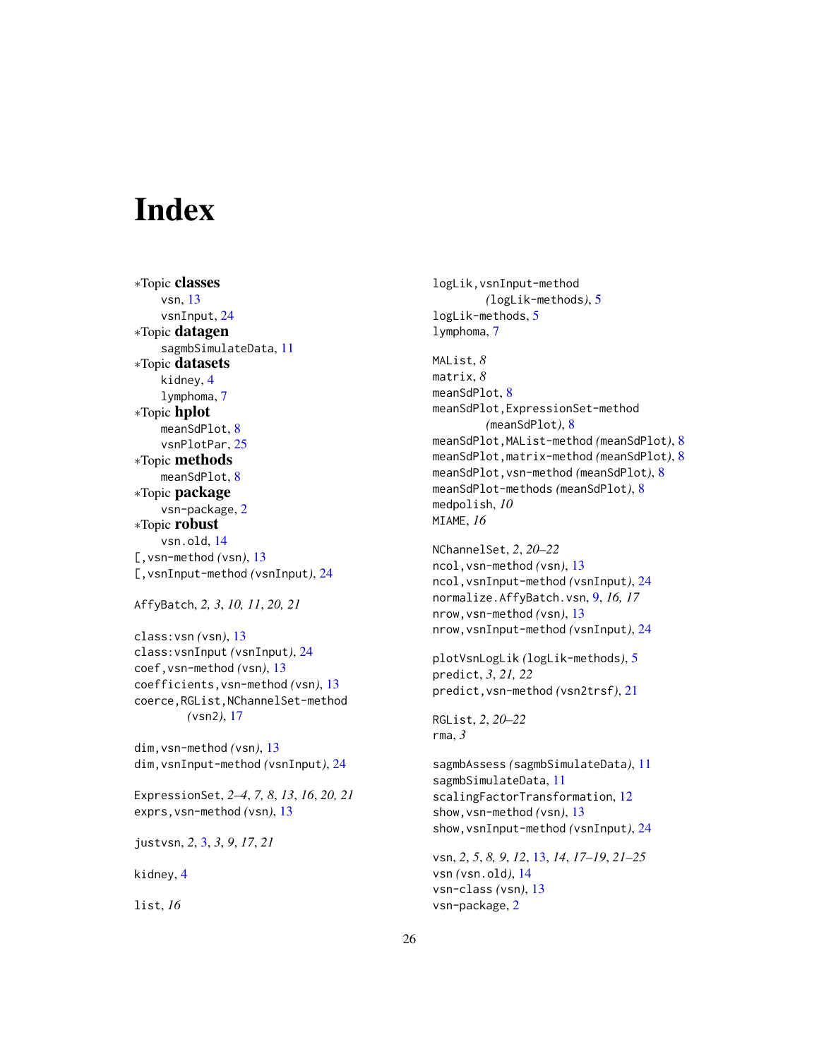# Index

∗Topic **classes**
  vsn, 13
  vsnInput, 24
∗Topic **datagen**
  sagmbSimulateData, 11
∗Topic **datasets**
  kidney, 4
  lymphoma, 7
∗Topic **hplot**
  meanSdPlot, 8
  vsnPlotPar, 25
∗Topic **methods**
  meanSdPlot, 8
∗Topic **package**
  vsn-package, 2
∗Topic **robust**
  vsn.old, 14
[,vsn-method *(vsn)*, 13
[,vsnInput-method *(vsnInput)*, 24

AffyBatch, *2, 3*, *10, 11*, *20, 21*

class:vsn *(vsn)*, 13
class:vsnInput *(vsnInput)*, 24
coef,vsn-method *(vsn)*, 13
coefficients,vsn-method *(vsn)*, 13
coerce,RGList,NChannelSet-method
  *(vsn2)*, 17

dim,vsn-method *(vsn)*, 13
dim,vsnInput-method *(vsnInput)*, 24

ExpressionSet, *2–4*, *7, 8*, *13*, *16*, *20, 21*
exprs,vsn-method *(vsn)*, 13

justvsn, *2*, 3, *3*, *9*, *17*, *21*

kidney, 4

list, *16*

logLik,vsnInput-method
  *(logLik-methods)*, 5
logLik-methods, 5
lymphoma, 7

MAList, *8*
matrix, *8*
meanSdPlot, 8
meanSdPlot,ExpressionSet-method
  *(meanSdPlot)*, 8
meanSdPlot,MAList-method *(meanSdPlot)*, 8
meanSdPlot,matrix-method *(meanSdPlot)*, 8
meanSdPlot,vsn-method *(meanSdPlot)*, 8
meanSdPlot-methods *(meanSdPlot)*, 8
medpolish, *10*
MIAME, *16*

NChannelSet, *2*, *20–22*
ncol,vsn-method *(vsn)*, 13
ncol,vsnInput-method *(vsnInput)*, 24
normalize.AffyBatch.vsn, 9, *16, 17*
nrow,vsn-method *(vsn)*, 13
nrow,vsnInput-method *(vsnInput)*, 24

plotVsnLogLik *(logLik-methods)*, 5
predict, *3*, *21, 22*
predict,vsn-method *(vsn2trsf)*, 21

RGList, *2*, *20–22*
rma, *3*

sagmbAssess *(sagmbSimulateData)*, 11
sagmbSimulateData, 11
scalingFactorTransformation, 12
show,vsn-method *(vsn)*, 13
show,vsnInput-method *(vsnInput)*, 24

vsn, *2*, *5*, *8, 9*, *12*, 13, *14*, *17–19*, *21–25*
vsn *(vsn.old)*, 14
vsn-class *(vsn)*, 13
vsn-package, 2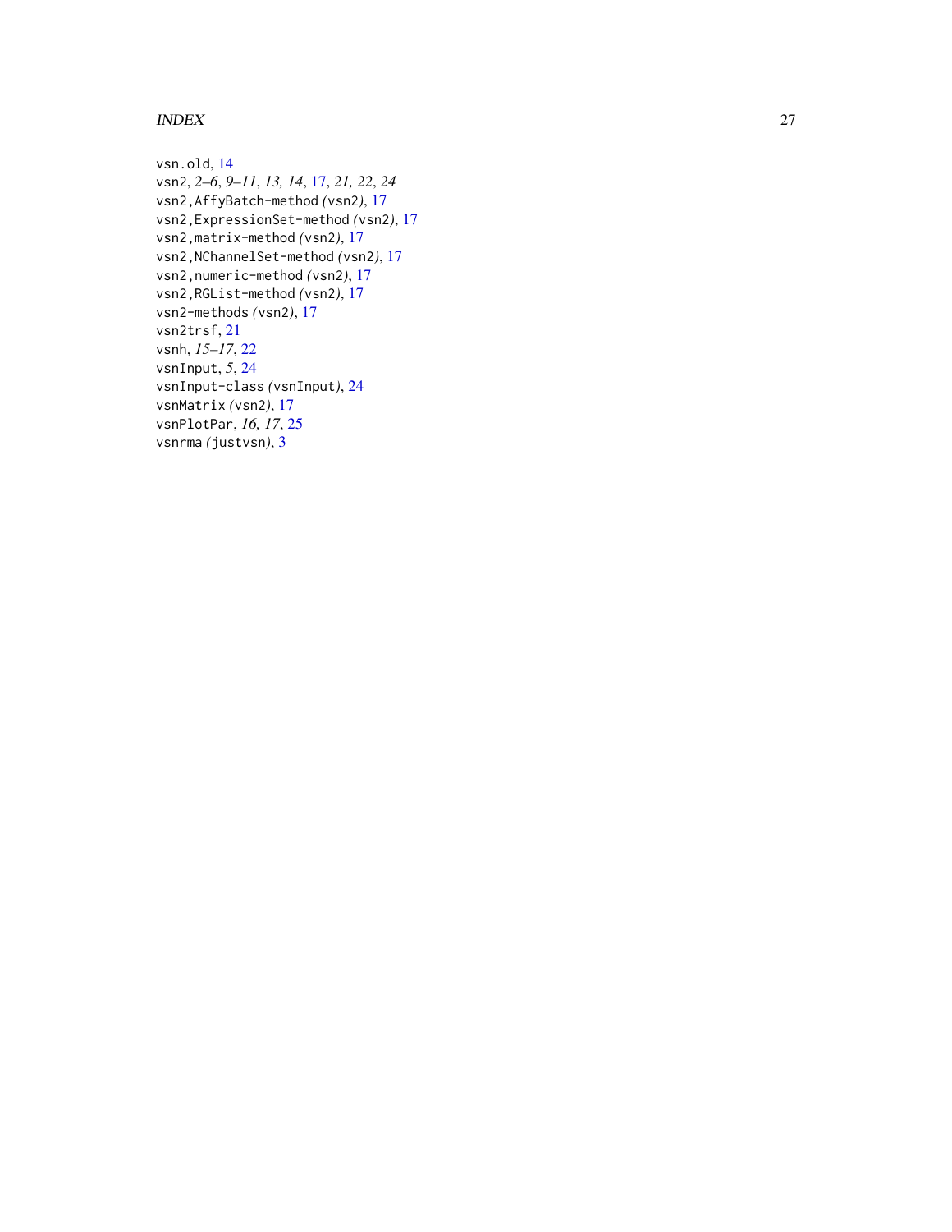vsn.old, 14
vsn2, *2–6*, *9–11*, *13, 14*, 17, *21, 22*, *24*
vsn2,AffyBatch-method *(*vsn2*)*, 17
vsn2,ExpressionSet-method *(*vsn2*)*, 17
vsn2,matrix-method *(*vsn2*)*, 17
vsn2,NChannelSet-method *(*vsn2*)*, 17
vsn2,numeric-method *(*vsn2*)*, 17
vsn2,RGList-method *(*vsn2*)*, 17
vsn2-methods *(*vsn2*)*, 17
vsn2trsf, 21
vsnh, *15–17*, 22
vsnInput, *5*, 24
vsnInput-class *(*vsnInput*)*, 24
vsnMatrix *(*vsn2*)*, 17
vsnPlotPar, *16, 17*, 25
vsnrma *(*justvsn*)*, 3